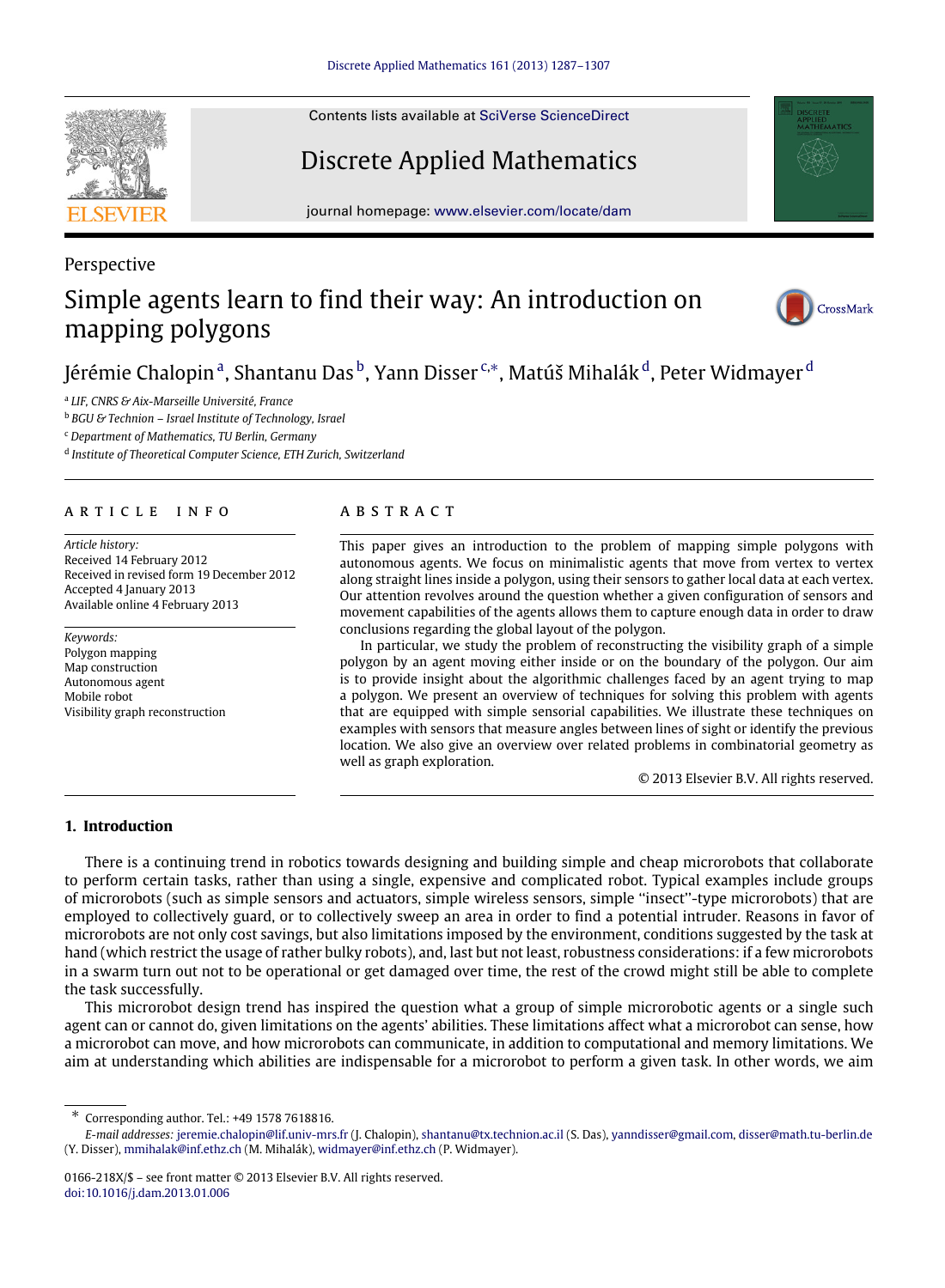Perspective

# Simple agents learn to find their way: An introduction on mapping polygons

Jérémie Chalopin [a], Shantanu Das [b], Yann Disser [c,*], Matúš Mihalák [d], Peter Widmayer [d]

[a] LIF, CNRS & Aix-Marseille Université, France
[b] BGU & Technion – Israel Institute of Technology, Israel
[c] Department of Mathematics, TU Berlin, Germany
[d] Institute of Theoretical Computer Science, ETH Zurich, Switzerland

## ARTICLE INFO

*Article history:*
Received 14 February 2012
Received in revised form 19 December 2012
Accepted 4 January 2013
Available online 4 February 2013

*Keywords:*
Polygon mapping
Map construction
Autonomous agent
Mobile robot
Visibility graph reconstruction

## ABSTRACT

This paper gives an introduction to the problem of mapping simple polygons with autonomous agents. We focus on minimalistic agents that move from vertex to vertex along straight lines inside a polygon, using their sensors to gather local data at each vertex. Our attention revolves around the question whether a given configuration of sensors and movement capabilities of the agents allows them to capture enough data in order to draw conclusions regarding the global layout of the polygon.

In particular, we study the problem of reconstructing the visibility graph of a simple polygon by an agent moving either inside or on the boundary of the polygon. Our aim is to provide insight about the algorithmic challenges faced by an agent trying to map a polygon. We present an overview of techniques for solving this problem with agents that are equipped with simple sensorial capabilities. We illustrate these techniques on examples with sensors that measure angles between lines of sight or identify the previous location. We also give an overview over related problems in combinatorial geometry as well as graph exploration.

© 2013 Elsevier B.V. All rights reserved.

## 1. Introduction

There is a continuing trend in robotics towards designing and building simple and cheap microrobots that collaborate to perform certain tasks, rather than using a single, expensive and complicated robot. Typical examples include groups of microrobots (such as simple sensors and actuators, simple wireless sensors, simple "insect"-type microrobots) that are employed to collectively guard, or to collectively sweep an area in order to find a potential intruder. Reasons in favor of microrobots are not only cost savings, but also limitations imposed by the environment, conditions suggested by the task at hand (which restrict the usage of rather bulky robots), and, last but not least, robustness considerations: if a few microrobots in a swarm turn out not to be operational or get damaged over time, the rest of the crowd might still be able to complete the task successfully.

This microrobot design trend has inspired the question what a group of simple microrobotic agents or a single such agent can or cannot do, given limitations on the agents' abilities. These limitations affect what a microrobot can sense, how a microrobot can move, and how microrobots can communicate, in addition to computational and memory limitations. We aim at understanding which abilities are indispensable for a microrobot to perform a given task. In other words, we aim

---

* Corresponding author. Tel.: +49 1578 7618816.
*E-mail addresses:* jeremie.chalopin@lif.univ-mrs.fr (J. Chalopin), shantanu@tx.technion.ac.il (S. Das), yanndisser@gmail.com, disser@math.tu-berlin.de (Y. Disser), mmihalak@inf.ethz.ch (M. Mihalák), widmayer@inf.ethz.ch (P. Widmayer).

0166-218X/$ – see front matter © 2013 Elsevier B.V. All rights reserved.
doi:10.1016/j.dam.2013.01.006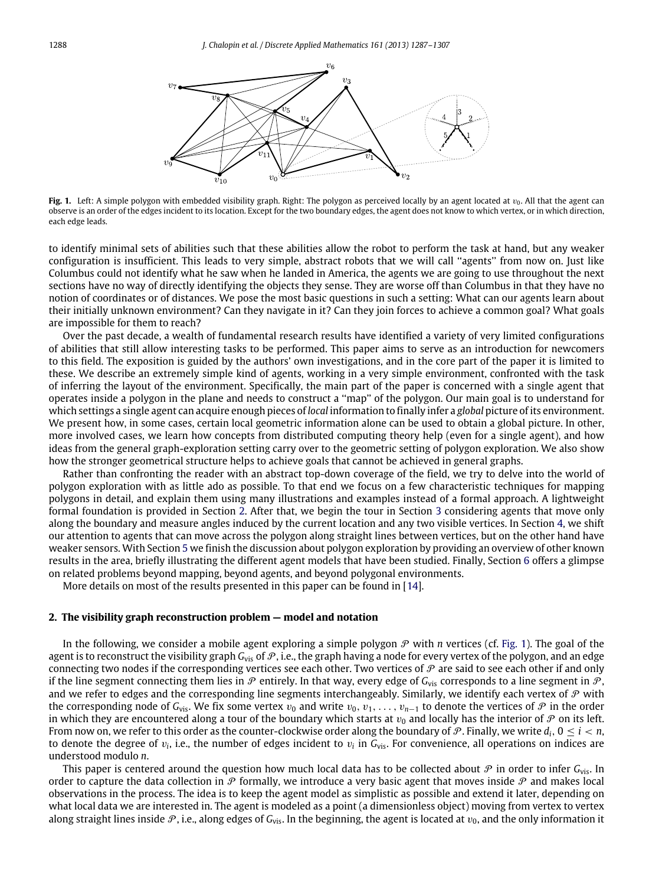**Fig. 1.** Left: A simple polygon with embedded visibility graph. Right: The polygon as perceived locally by an agent located at $v_0$. All that the agent can observe is an order of the edges incident to its location. Except for the two boundary edges, the agent does not know to which vertex, or in which direction, each edge leads.

to identify minimal sets of abilities such that these abilities allow the robot to perform the task at hand, but any weaker configuration is insufficient. This leads to very simple, abstract robots that we will call ''agents'' from now on. Just like Columbus could not identify what he saw when he landed in America, the agents we are going to use throughout the next sections have no way of directly identifying the objects they sense. They are worse off than Columbus in that they have no notion of coordinates or of distances. We pose the most basic questions in such a setting: What can our agents learn about their initially unknown environment? Can they navigate in it? Can they join forces to achieve a common goal? What goals are impossible for them to reach?

Over the past decade, a wealth of fundamental research results have identified a variety of very limited configurations of abilities that still allow interesting tasks to be performed. This paper aims to serve as an introduction for newcomers to this field. The exposition is guided by the authors' own investigations, and in the core part of the paper it is limited to these. We describe an extremely simple kind of agents, working in a very simple environment, confronted with the task of inferring the layout of the environment. Specifically, the main part of the paper is concerned with a single agent that operates inside a polygon in the plane and needs to construct a ''map'' of the polygon. Our main goal is to understand for which settings a single agent can acquire enough pieces of *local* information to finally infer a *global* picture of its environment. We present how, in some cases, certain local geometric information alone can be used to obtain a global picture. In other, more involved cases, we learn how concepts from distributed computing theory help (even for a single agent), and how ideas from the general graph-exploration setting carry over to the geometric setting of polygon exploration. We also show how the stronger geometrical structure helps to achieve goals that cannot be achieved in general graphs.

Rather than confronting the reader with an abstract top-down coverage of the field, we try to delve into the world of polygon exploration with as little ado as possible. To that end we focus on a few characteristic techniques for mapping polygons in detail, and explain them using many illustrations and examples instead of a formal approach. A lightweight formal foundation is provided in Section 2. After that, we begin the tour in Section 3 considering agents that move only along the boundary and measure angles induced by the current location and any two visible vertices. In Section 4, we shift our attention to agents that can move across the polygon along straight lines between vertices, but on the other hand have weaker sensors. With Section 5 we finish the discussion about polygon exploration by providing an overview of other known results in the area, briefly illustrating the different agent models that have been studied. Finally, Section 6 offers a glimpse on related problems beyond mapping, beyond agents, and beyond polygonal environments.

More details on most of the results presented in this paper can be found in [14].

## 2. The visibility graph reconstruction problem — model and notation

In the following, we consider a mobile agent exploring a simple polygon $\mathcal{P}$ with $n$ vertices (cf. Fig. 1). The goal of the agent is to reconstruct the visibility graph $G_{vis}$ of $\mathcal{P}$, i.e., the graph having a node for every vertex of the polygon, and an edge connecting two nodes if the corresponding vertices see each other. Two vertices of $\mathcal{P}$ are said to see each other if and only if the line segment connecting them lies in $\mathcal{P}$ entirely. In that way, every edge of $G_{vis}$ corresponds to a line segment in $\mathcal{P}$, and we refer to edges and the corresponding line segments interchangeably. Similarly, we identify each vertex of $\mathcal{P}$ with the corresponding node of $G_{vis}$. We fix some vertex $v_0$ and write $v_0, v_1, \ldots, v_{n-1}$ to denote the vertices of $\mathcal{P}$ in the order in which they are encountered along a tour of the boundary which starts at $v_0$ and locally has the interior of $\mathcal{P}$ on its left. From now on, we refer to this order as the counter-clockwise order along the boundary of $\mathcal{P}$. Finally, we write $d_i$, $0 \leq i < n$, to denote the degree of $v_i$, i.e., the number of edges incident to $v_i$ in $G_{vis}$. For convenience, all operations on indices are understood modulo $n$.

This paper is centered around the question how much local data has to be collected about $\mathcal{P}$ in order to infer $G_{vis}$. In order to capture the data collection in $\mathcal{P}$ formally, we introduce a very basic agent that moves inside $\mathcal{P}$ and makes local observations in the process. The idea is to keep the agent model as simplistic as possible and extend it later, depending on what local data we are interested in. The agent is modeled as a point (a dimensionless object) moving from vertex to vertex along straight lines inside $\mathcal{P}$, i.e., along edges of $G_{vis}$. In the beginning, the agent is located at $v_0$, and the only information it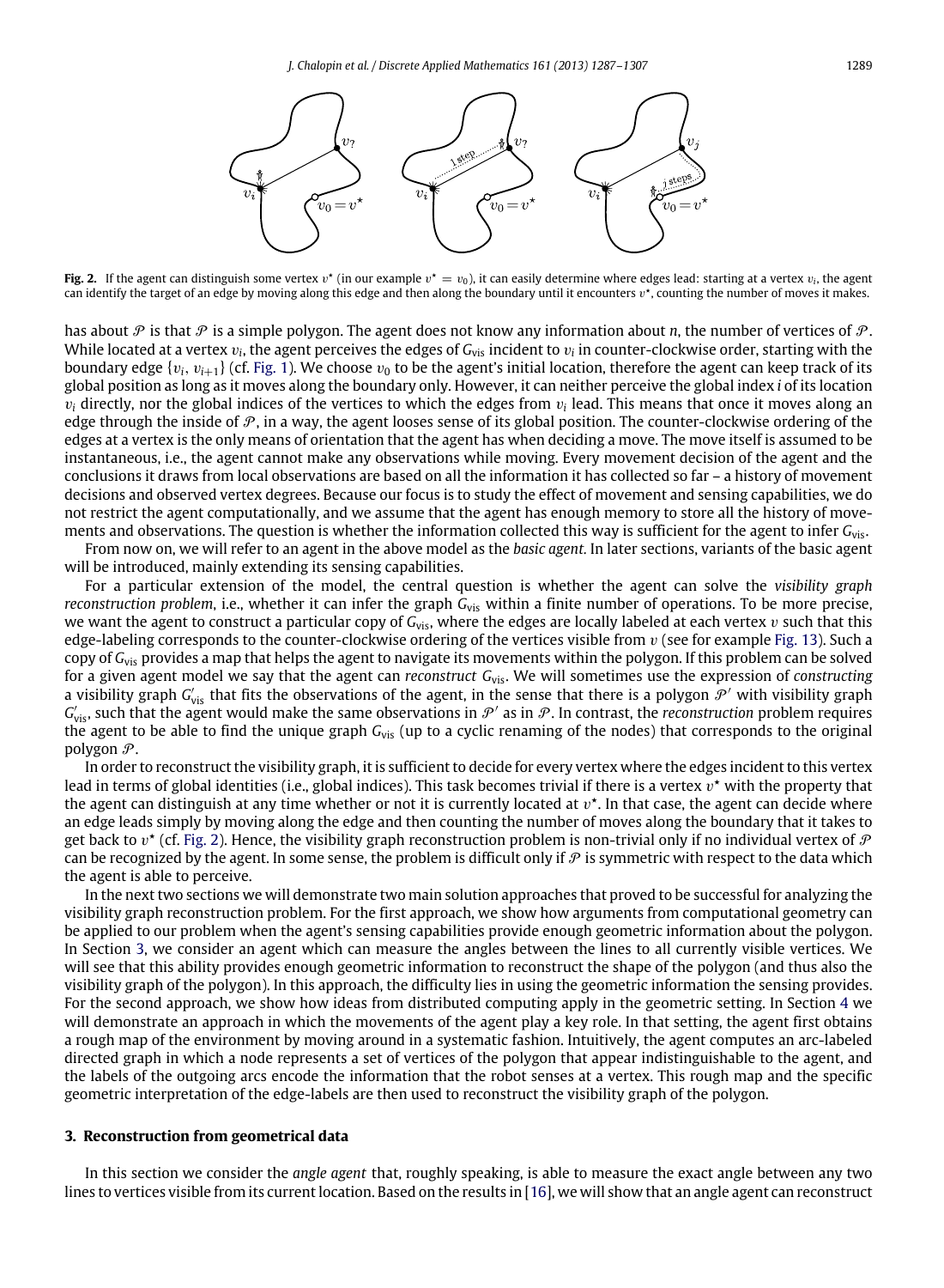**Fig. 2.** If the agent can distinguish some vertex $v^\star$ (in our example $v^\star = v_0$), it can easily determine where edges lead: starting at a vertex $v_i$, the agent can identify the target of an edge by moving along this edge and then along the boundary until it encounters $v^\star$, counting the number of moves it makes.

has about $\mathcal{P}$ is that $\mathcal{P}$ is a simple polygon. The agent does not know any information about $n$, the number of vertices of $\mathcal{P}$. While located at a vertex $v_i$, the agent perceives the edges of $G_{\text{vis}}$ incident to $v_i$ in counter-clockwise order, starting with the boundary edge $\{v_i, v_{i+1}\}$ (cf. Fig. 1). We choose $v_0$ to be the agent's initial location, therefore the agent can keep track of its global position as long as it moves along the boundary only. However, it can neither perceive the global index $i$ of its location $v_i$ directly, nor the global indices of the vertices to which the edges from $v_i$ lead. This means that once it moves along an edge through the inside of $\mathcal{P}$, in a way, the agent looses sense of its global position. The counter-clockwise ordering of the edges at a vertex is the only means of orientation that the agent has when deciding a move. The move itself is assumed to be instantaneous, i.e., the agent cannot make any observations while moving. Every movement decision of the agent and the conclusions it draws from local observations are based on all the information it has collected so far – a history of movement decisions and observed vertex degrees. Because our focus is to study the effect of movement and sensing capabilities, we do not restrict the agent computationally, and we assume that the agent has enough memory to store all the history of movements and observations. The question is whether the information collected this way is sufficient for the agent to infer $G_{\text{vis}}$.

From now on, we will refer to an agent in the above model as the *basic agent*. In later sections, variants of the basic agent will be introduced, mainly extending its sensing capabilities.

For a particular extension of the model, the central question is whether the agent can solve the *visibility graph reconstruction problem*, i.e., whether it can infer the graph $G_{\text{vis}}$ within a finite number of operations. To be more precise, we want the agent to construct a particular copy of $G_{\text{vis}}$, where the edges are locally labeled at each vertex $v$ such that this edge-labeling corresponds to the counter-clockwise ordering of the vertices visible from $v$ (see for example Fig. 13). Such a copy of $G_{\text{vis}}$ provides a map that helps the agent to navigate its movements within the polygon. If this problem can be solved for a given agent model we say that the agent can *reconstruct* $G_{\text{vis}}$. We will sometimes use the expression of *constructing* a visibility graph $G'_{\text{vis}}$ that fits the observations of the agent, in the sense that there is a polygon $\mathcal{P}'$ with visibility graph $G'_{\text{vis}}$, such that the agent would make the same observations in $\mathcal{P}'$ as in $\mathcal{P}$. In contrast, the *reconstruction* problem requires the agent to be able to find the unique graph $G_{\text{vis}}$ (up to a cyclic renaming of the nodes) that corresponds to the original polygon $\mathcal{P}$.

In order to reconstruct the visibility graph, it is sufficient to decide for every vertex where the edges incident to this vertex lead in terms of global identities (i.e., global indices). This task becomes trivial if there is a vertex $v^\star$ with the property that the agent can distinguish at any time whether or not it is currently located at $v^\star$. In that case, the agent can decide where an edge leads simply by moving along the edge and then counting the number of moves along the boundary that it takes to get back to $v^\star$ (cf. Fig. 2). Hence, the visibility graph reconstruction problem is non-trivial only if no individual vertex of $\mathcal{P}$ can be recognized by the agent. In some sense, the problem is difficult only if $\mathcal{P}$ is symmetric with respect to the data which the agent is able to perceive.

In the next two sections we will demonstrate two main solution approaches that proved to be successful for analyzing the visibility graph reconstruction problem. For the first approach, we show how arguments from computational geometry can be applied to our problem when the agent's sensing capabilities provide enough geometric information about the polygon. In Section 3, we consider an agent which can measure the angles between the lines to all currently visible vertices. We will see that this ability provides enough geometric information to reconstruct the shape of the polygon (and thus also the visibility graph of the polygon). In this approach, the difficulty lies in using the geometric information the sensing provides. For the second approach, we show how ideas from distributed computing apply in the geometric setting. In Section 4 we will demonstrate an approach in which the movements of the agent play a key role. In that setting, the agent first obtains a rough map of the environment by moving around in a systematic fashion. Intuitively, the agent computes an arc-labeled directed graph in which a node represents a set of vertices of the polygon that appear indistinguishable to the agent, and the labels of the outgoing arcs encode the information that the robot senses at a vertex. This rough map and the specific geometric interpretation of the edge-labels are then used to reconstruct the visibility graph of the polygon.

## 3. Reconstruction from geometrical data

In this section we consider the *angle agent* that, roughly speaking, is able to measure the exact angle between any two lines to vertices visible from its current location. Based on the results in [16], we will show that an angle agent can reconstruct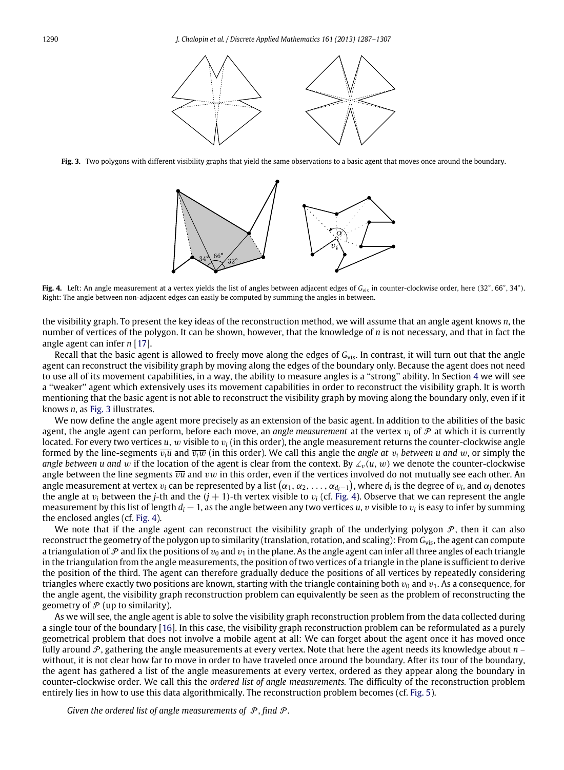**Fig. 3.** Two polygons with different visibility graphs that yield the same observations to a basic agent that moves once around the boundary.

**Fig. 4.** Left: An angle measurement at a vertex yields the list of angles between adjacent edges of $G_{vis}$ in counter-clockwise order, here (32°, 66°, 34°). Right: The angle between non-adjacent edges can easily be computed by summing the angles in between.

the visibility graph. To present the key ideas of the reconstruction method, we will assume that an angle agent knows $n$, the number of vertices of the polygon. It can be shown, however, that the knowledge of $n$ is not necessary, and that in fact the angle agent can infer $n$ [17].

Recall that the basic agent is allowed to freely move along the edges of $G_{vis}$. In contrast, it will turn out that the angle agent can reconstruct the visibility graph by moving along the edges of the boundary only. Because the agent does not need to use all of its movement capabilities, in a way, the ability to measure angles is a ''strong'' ability. In Section 4 we will see a ''weaker'' agent which extensively uses its movement capabilities in order to reconstruct the visibility graph. It is worth mentioning that the basic agent is not able to reconstruct the visibility graph by moving along the boundary only, even if it knows $n$, as Fig. 3 illustrates.

We now define the angle agent more precisely as an extension of the basic agent. In addition to the abilities of the basic agent, the angle agent can perform, before each move, an *angle measurement* at the vertex $v_i$ of $\mathcal{P}$ at which it is currently located. For every two vertices $u$, $w$ visible to $v_i$ (in this order), the angle measurement returns the counter-clockwise angle formed by the line-segments $\overline{v_iu}$ and $\overline{v_iw}$ (in this order). We call this angle the *angle at $v_i$ between $u$ and $w$*, or simply the *angle between $u$ and $w$* if the location of the agent is clear from the context. By $\measuredangle_v(u, w)$ we denote the counter-clockwise angle between the line segments $\overline{vu}$ and $\overline{vw}$ in this order, even if the vertices involved do not mutually see each other. An angle measurement at vertex $v_i$ can be represented by a list $(\alpha_1, \alpha_2, \ldots, \alpha_{d_i-1})$, where $d_i$ is the degree of $v_i$, and $\alpha_j$ denotes the angle at $v_i$ between the $j$-th and the $(j+1)$-th vertex visible to $v_i$ (cf. Fig. 4). Observe that we can represent the angle measurement by this list of length $d_i - 1$, as the angle between any two vertices $u$, $v$ visible to $v_i$ is easy to infer by summing the enclosed angles (cf. Fig. 4).

We note that if the angle agent can reconstruct the visibility graph of the underlying polygon $\mathcal{P}$, then it can also reconstruct the geometry of the polygon up to similarity (translation, rotation, and scaling): From $G_{vis}$, the agent can compute a triangulation of $\mathcal{P}$ and fix the positions of $v_0$ and $v_1$ in the plane. As the angle agent can infer all three angles of each triangle in the triangulation from the angle measurements, the position of two vertices of a triangle in the plane is sufficient to derive the position of the third. The agent can therefore gradually deduce the positions of all vertices by repeatedly considering triangles where exactly two positions are known, starting with the triangle containing both $v_0$ and $v_1$. As a consequence, for the angle agent, the visibility graph reconstruction problem can equivalently be seen as the problem of reconstructing the geometry of $\mathcal{P}$ (up to similarity).

As we will see, the angle agent is able to solve the visibility graph reconstruction problem from the data collected during a single tour of the boundary [16]. In this case, the visibility graph reconstruction problem can be reformulated as a purely geometrical problem that does not involve a mobile agent at all: We can forget about the agent once it has moved once fully around $\mathcal{P}$, gathering the angle measurements at every vertex. Note that here the agent needs its knowledge about $n$ – without, it is not clear how far to move in order to have traveled once around the boundary. After its tour of the boundary, the agent has gathered a list of the angle measurements at every vertex, ordered as they appear along the boundary in counter-clockwise order. We call this the *ordered list of angle measurements.* The difficulty of the reconstruction problem entirely lies in how to use this data algorithmically. The reconstruction problem becomes (cf. Fig. 5).

*Given the ordered list of angle measurements of $\mathcal{P}$, find $\mathcal{P}$.*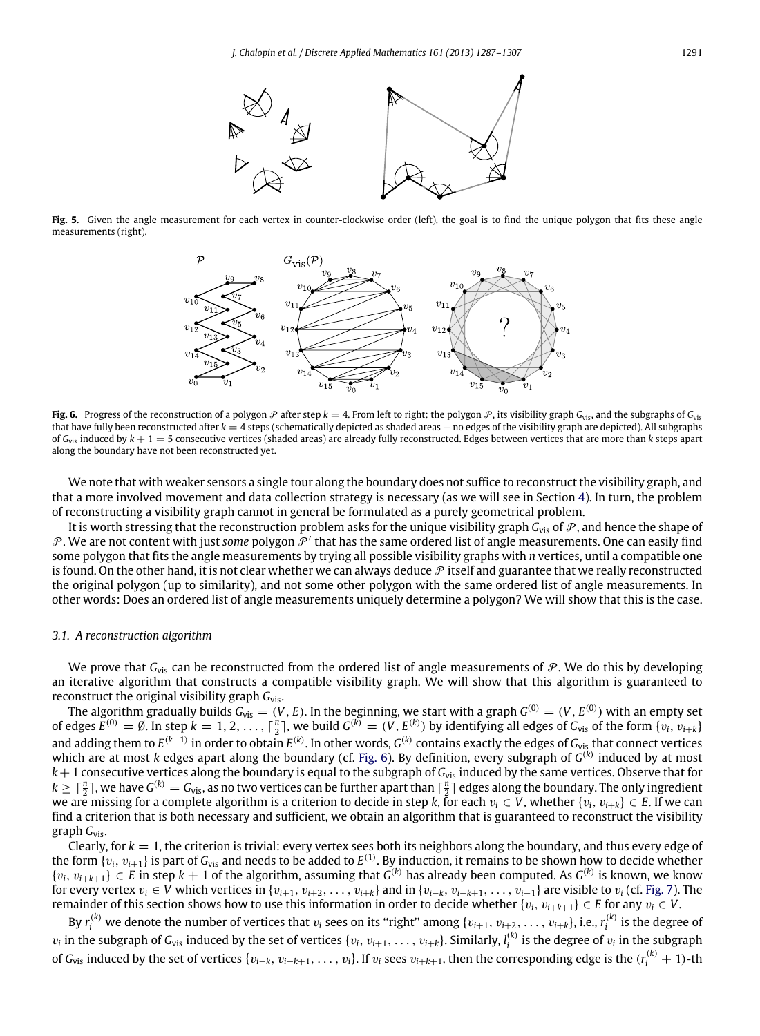**Fig. 5.** Given the angle measurement for each vertex in counter-clockwise order (left), the goal is to find the unique polygon that fits these angle measurements (right).

**Fig. 6.** Progress of the reconstruction of a polygon $\mathcal{P}$ after step $k = 4$. From left to right: the polygon $\mathcal{P}$, its visibility graph $G_{vis}$, and the subgraphs of $G_{vis}$ that have fully been reconstructed after $k = 4$ steps (schematically depicted as shaded areas — no edges of the visibility graph are depicted). All subgraphs of $G_{vis}$ induced by $k + 1 = 5$ consecutive vertices (shaded areas) are already fully reconstructed. Edges between vertices that are more than $k$ steps apart along the boundary have not been reconstructed yet.

We note that with weaker sensors a single tour along the boundary does not suffice to reconstruct the visibility graph, and that a more involved movement and data collection strategy is necessary (as we will see in Section 4). In turn, the problem of reconstructing a visibility graph cannot in general be formulated as a purely geometrical problem.

It is worth stressing that the reconstruction problem asks for the unique visibility graph $G_{vis}$ of $\mathcal{P}$, and hence the shape of $\mathcal{P}$. We are not content with just *some* polygon $\mathcal{P}'$ that has the same ordered list of angle measurements. One can easily find some polygon that fits the angle measurements by trying all possible visibility graphs with $n$ vertices, until a compatible one is found. On the other hand, it is not clear whether we can always deduce $\mathcal{P}$ itself and guarantee that we really reconstructed the original polygon (up to similarity), and not some other polygon with the same ordered list of angle measurements. In other words: Does an ordered list of angle measurements uniquely determine a polygon? We will show that this is the case.

### 3.1. A reconstruction algorithm

We prove that $G_{vis}$ can be reconstructed from the ordered list of angle measurements of $\mathcal{P}$. We do this by developing an iterative algorithm that constructs a compatible visibility graph. We will show that this algorithm is guaranteed to reconstruct the original visibility graph $G_{vis}$.

The algorithm gradually builds $G_{vis} = (V, E)$. In the beginning, we start with a graph $G^{(0)} = (V, E^{(0)})$ with an empty set of edges $E^{(0)} = \emptyset$. In step $k = 1, 2, \ldots, \lceil \frac{n}{2} \rceil$, we build $G^{(k)} = (V, E^{(k)})$ by identifying all edges of $G_{vis}$ of the form $\{v_i, v_{i+k}\}$ and adding them to $E^{(k-1)}$ in order to obtain $E^{(k)}$. In other words, $G^{(k)}$ contains exactly the edges of $G_{vis}$ that connect vertices which are at most $k$ edges apart along the boundary (cf. Fig. 6). By definition, every subgraph of $G^{(k)}$ induced by at most $k+1$ consecutive vertices along the boundary is equal to the subgraph of $G_{vis}$ induced by the same vertices. Observe that for $k \geq \lceil \frac{n}{2} \rceil$, we have $G^{(k)} = G_{vis}$, as no two vertices can be further apart than $\lceil \frac{n}{2} \rceil$ edges along the boundary. The only ingredient we are missing for a complete algorithm is a criterion to decide in step $k$, for each $v_i \in V$, whether $\{v_i, v_{i+k}\} \in E$. If we can find a criterion that is both necessary and sufficient, we obtain an algorithm that is guaranteed to reconstruct the visibility graph $G_{vis}$.

Clearly, for $k = 1$, the criterion is trivial: every vertex sees both its neighbors along the boundary, and thus every edge of the form $\{v_i, v_{i+1}\}$ is part of $G_{vis}$ and needs to be added to $E^{(1)}$. By induction, it remains to be shown how to decide whether $\{v_i, v_{i+k+1}\} \in E$ in step $k+1$ of the algorithm, assuming that $G^{(k)}$ has already been computed. As $G^{(k)}$ is known, we know for every vertex $v_i \in V$ which vertices in $\{v_{i+1}, v_{i+2}, \ldots, v_{i+k}\}$ and in $\{v_{i-k}, v_{i-k+1}, \ldots, v_{i-1}\}$ are visible to $v_i$ (cf. Fig. 7). The remainder of this section shows how to use this information in order to decide whether $\{v_i, v_{i+k+1}\} \in E$ for any $v_i \in V$.

By $r_i^{(k)}$ we denote the number of vertices that $v_i$ sees on its "right" among $\{v_{i+1}, v_{i+2}, \ldots, v_{i+k}\}$, i.e., $r_i^{(k)}$ is the degree of $v_i$ in the subgraph of $G_{vis}$ induced by the set of vertices $\{v_i, v_{i+1}, \ldots, v_{i+k}\}$. Similarly, $l_i^{(k)}$ is the degree of $v_i$ in the subgraph of $G_{vis}$ induced by the set of vertices $\{v_{i-k}, v_{i-k+1}, \ldots, v_i\}$. If $v_i$ sees $v_{i+k+1}$, then the corresponding edge is the $(r_i^{(k)} + 1)$-th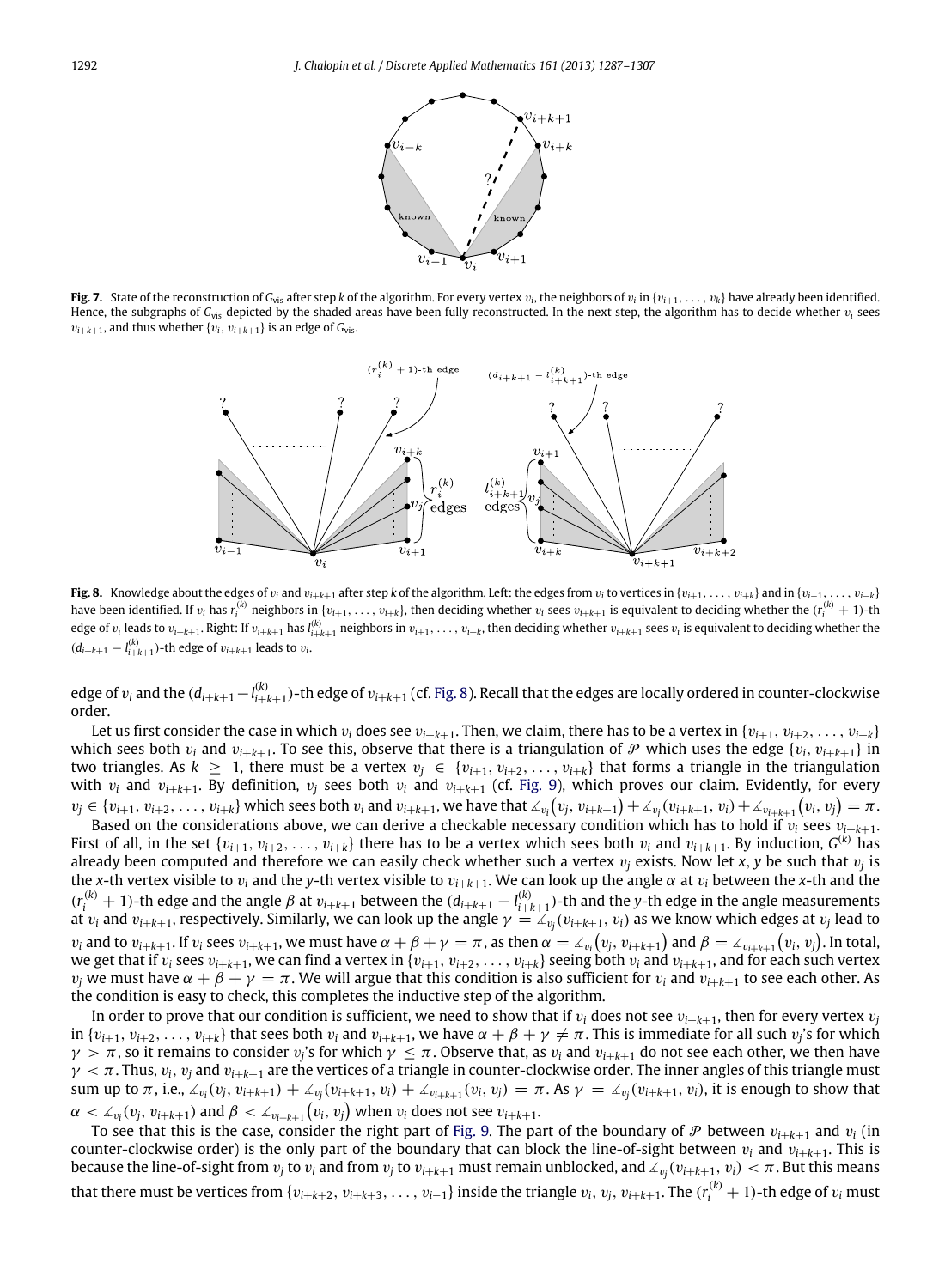**Fig. 7.** State of the reconstruction of $G_{vis}$ after step $k$ of the algorithm. For every vertex $v_i$, the neighbors of $v_i$ in $\{v_{i+1}, \ldots, v_k\}$ have already been identified. Hence, the subgraphs of $G_{vis}$ depicted by the shaded areas have been fully reconstructed. In the next step, the algorithm has to decide whether $v_i$ sees $v_{i+k+1}$, and thus whether $\{v_i, v_{i+k+1}\}$ is an edge of $G_{vis}$.

**Fig. 8.** Knowledge about the edges of $v_i$ and $v_{i+k+1}$ after step $k$ of the algorithm. Left: the edges from $v_i$ to vertices in $\{v_{i+1}, \ldots, v_{i+k}\}$ and in $\{v_{i-1}, \ldots, v_{i-k}\}$ have been identified. If $v_i$ has $r_i^{(k)}$ neighbors in $\{v_{i+1}, \ldots, v_{i+k}\}$, then deciding whether $v_i$ sees $v_{i+k+1}$ is equivalent to deciding whether the $(r_i^{(k)} + 1)$-th edge of $v_i$ leads to $v_{i+k+1}$. Right: If $v_{i+k+1}$ has $l_{i+k+1}^{(k)}$ neighbors in $v_{i+1}, \ldots, v_{i+k}$, then deciding whether $v_{i+k+1}$ sees $v_i$ is equivalent to deciding whether the $(d_{i+k+1} - l_{i+k+1}^{(k)})$-th edge of $v_{i+k+1}$ leads to $v_i$.

edge of $v_i$ and the $(d_{i+k+1} - l_{i+k+1}^{(k)})$-th edge of $v_{i+k+1}$ (cf. Fig. 8). Recall that the edges are locally ordered in counter-clockwise order.

Let us first consider the case in which $v_i$ does see $v_{i+k+1}$. Then, we claim, there has to be a vertex in $\{v_{i+1}, v_{i+2}, \ldots, v_{i+k}\}$ which sees both $v_i$ and $v_{i+k+1}$. To see this, observe that there is a triangulation of $\mathcal{P}$ which uses the edge $\{v_i, v_{i+k+1}\}$ in two triangles. As $k \geq 1$, there must be a vertex $v_j \in \{v_{i+1}, v_{i+2}, \ldots, v_{i+k}\}$ that forms a triangle in the triangulation with $v_i$ and $v_{i+k+1}$. By definition, $v_j$ sees both $v_i$ and $v_{i+k+1}$ (cf. Fig. 9), which proves our claim. Evidently, for every $v_j \in \{v_{i+1}, v_{i+2}, \ldots, v_{i+k}\}$ which sees both $v_i$ and $v_{i+k+1}$, we have that $\measuredangle_{v_i}(v_j, v_{i+k+1}) + \measuredangle_{v_j}(v_{i+k+1}, v_i) + \measuredangle_{v_{i+k+1}}(v_i, v_j) = \pi$.

Based on the considerations above, we can derive a checkable necessary condition which has to hold if $v_i$ sees $v_{i+k+1}$. First of all, in the set $\{v_{i+1}, v_{i+2}, \ldots, v_{i+k}\}$ there has to be a vertex which sees both $v_i$ and $v_{i+k+1}$. By induction, $G^{(k)}$ has already been computed and therefore we can easily check whether such a vertex $v_j$ exists. Now let $x, y$ be such that $v_j$ is the $x$-th vertex visible to $v_i$ and the $y$-th vertex visible to $v_{i+k+1}$. We can look up the angle $\alpha$ at $v_i$ between the $x$-th and the $(r_i^{(k)} + 1)$-th edge and the angle $\beta$ at $v_{i+k+1}$ between the $(d_{i+k+1} - l_{i+k+1}^{(k)})$-th and the $y$-th edge in the angle measurements at $v_i$ and $v_{i+k+1}$, respectively. Similarly, we can look up the angle $\gamma = \measuredangle_{v_j}(v_{i+k+1}, v_i)$ as we know which edges at $v_j$ lead to $v_i$ and to $v_{i+k+1}$. If $v_i$ sees $v_{i+k+1}$, we must have $\alpha + \beta + \gamma = \pi$, as then $\alpha = \measuredangle_{v_i}(v_j, v_{i+k+1})$ and $\beta = \measuredangle_{v_{i+k+1}}(v_i, v_j)$. In total, we get that if $v_i$ sees $v_{i+k+1}$, we can find a vertex in $\{v_{i+1}, v_{i+2}, \ldots, v_{i+k}\}$ seeing both $v_i$ and $v_{i+k+1}$, and for each such vertex $v_j$ we must have $\alpha + \beta + \gamma = \pi$. We will argue that this condition is also sufficient for $v_i$ and $v_{i+k+1}$ to see each other. As the condition is easy to check, this completes the inductive step of the algorithm.

In order to prove that our condition is sufficient, we need to show that if $v_i$ does not see $v_{i+k+1}$, then for every vertex $v_j$ in $\{v_{i+1}, v_{i+2}, \ldots, v_{i+k}\}$ that sees both $v_i$ and $v_{i+k+1}$, we have $\alpha + \beta + \gamma \neq \pi$. This is immediate for all such $v_j$'s for which $\gamma > \pi$, so it remains to consider $v_j$'s for which $\gamma \leq \pi$. Observe that, as $v_i$ and $v_{i+k+1}$ do not see each other, we then have $\gamma < \pi$. Thus, $v_i$, $v_j$ and $v_{i+k+1}$ are the vertices of a triangle in counter-clockwise order. The inner angles of this triangle must sum up to $\pi$, i.e., $\measuredangle_{v_i}(v_j, v_{i+k+1}) + \measuredangle_{v_j}(v_{i+k+1}, v_i) + \measuredangle_{v_{i+k+1}}(v_i, v_j) = \pi$. As $\gamma = \measuredangle_{v_j}(v_{i+k+1}, v_i)$, it is enough to show that $\alpha < \measuredangle_{v_i}(v_j, v_{i+k+1})$ and $\beta < \measuredangle_{v_{i+k+1}}(v_i, v_j)$ when $v_i$ does not see $v_{i+k+1}$.

To see that this is the case, consider the right part of Fig. 9. The part of the boundary of $\mathcal{P}$ between $v_{i+k+1}$ and $v_i$ (in counter-clockwise order) is the only part of the boundary that can block the line-of-sight between $v_i$ and $v_{i+k+1}$. This is because the line-of-sight from $v_j$ to $v_i$ and from $v_j$ to $v_{i+k+1}$ must remain unblocked, and $\measuredangle_{v_j}(v_{i+k+1}, v_i) < \pi$. But this means that there must be vertices from $\{v_{i+k+2}, v_{i+k+3}, \ldots, v_{i-1}\}$ inside the triangle $v_i$, $v_j$, $v_{i+k+1}$. The $(r_i^{(k)} + 1)$-th edge of $v_i$ must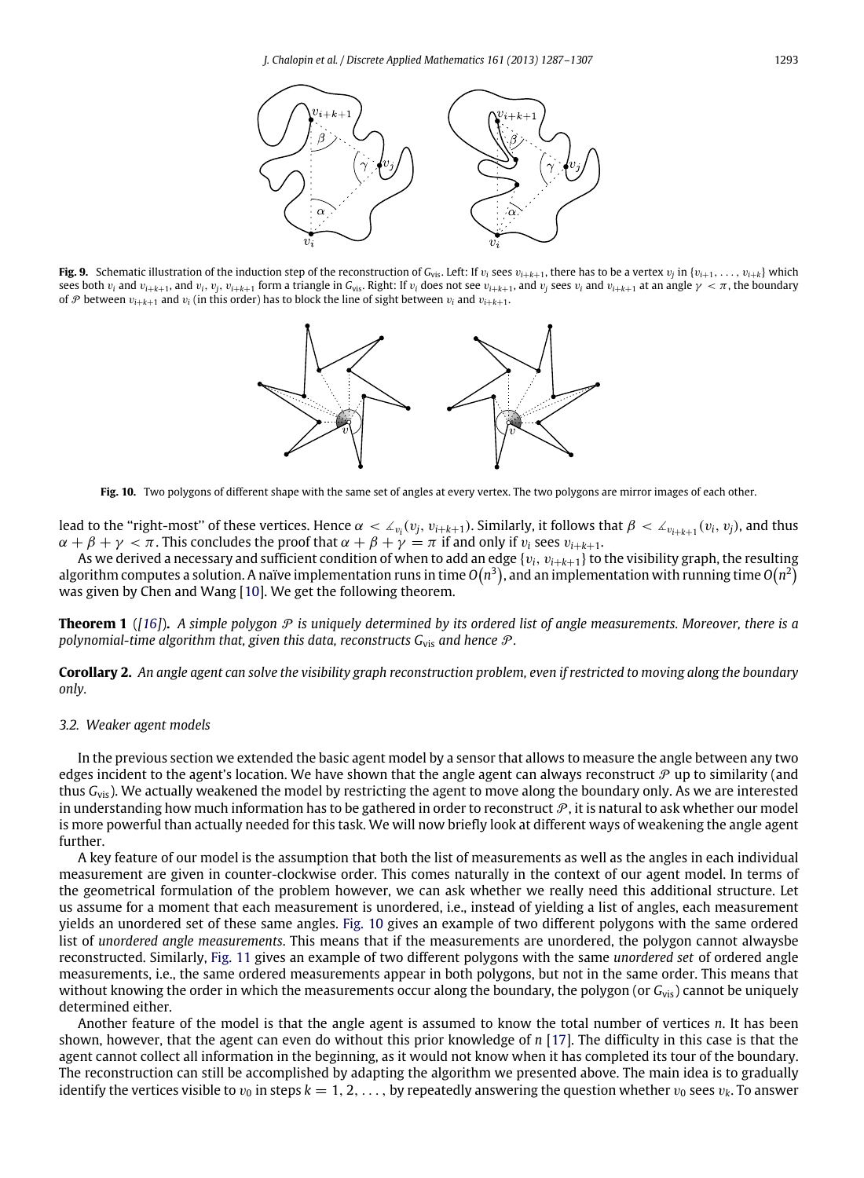**Fig. 9.** Schematic illustration of the induction step of the reconstruction of $G_{\text{vis}}$. Left: If $v_i$ sees $v_{i+k+1}$, there has to be a vertex $v_j$ in $\{v_{i+1}, \ldots, v_{i+k}\}$ which sees both $v_i$ and $v_{i+k+1}$, and $v_i, v_j, v_{i+k+1}$ form a triangle in $G_{\text{vis}}$. Right: If $v_i$ does not see $v_{i+k+1}$, and $v_j$ sees $v_i$ and $v_{i+k+1}$ at an angle $\gamma < \pi$, the boundary of $\mathcal{P}$ between $v_{i+k+1}$ and $v_i$ (in this order) has to block the line of sight between $v_i$ and $v_{i+k+1}$.

**Fig. 10.** Two polygons of different shape with the same set of angles at every vertex. The two polygons are mirror images of each other.

lead to the "right-most" of these vertices. Hence $\alpha < \measuredangle_{v_i}(v_j, v_{i+k+1})$. Similarly, it follows that $\beta < \measuredangle_{v_{i+k+1}}(v_i, v_j)$, and thus $\alpha + \beta + \gamma < \pi$. This concludes the proof that $\alpha + \beta + \gamma = \pi$ if and only if $v_i$ sees $v_{i+k+1}$.

As we derived a necessary and sufficient condition of when to add an edge $\{v_i, v_{i+k+1}\}$ to the visibility graph, the resulting algorithm computes a solution. A naïve implementation runs in time $O(n^3)$, and an implementation with running time $O(n^2)$ was given by Chen and Wang [10]. We get the following theorem.

**Theorem 1** ([16])**.** *A simple polygon $\mathcal{P}$ is uniquely determined by its ordered list of angle measurements. Moreover, there is a polynomial-time algorithm that, given this data, reconstructs $G_{\text{vis}}$ and hence $\mathcal{P}$.*

**Corollary 2.** *An angle agent can solve the visibility graph reconstruction problem, even if restricted to moving along the boundary only.*

### 3.2. Weaker agent models

In the previous section we extended the basic agent model by a sensor that allows to measure the angle between any two edges incident to the agent's location. We have shown that the angle agent can always reconstruct $\mathcal{P}$ up to similarity (and thus $G_{\text{vis}}$). We actually weakened the model by restricting the agent to move along the boundary only. As we are interested in understanding how much information has to be gathered in order to reconstruct $\mathcal{P}$, it is natural to ask whether our model is more powerful than actually needed for this task. We will now briefly look at different ways of weakening the angle agent further.

A key feature of our model is the assumption that both the list of measurements as well as the angles in each individual measurement are given in counter-clockwise order. This comes naturally in the context of our agent model. In terms of the geometrical formulation of the problem however, we can ask whether we really need this additional structure. Let us assume for a moment that each measurement is unordered, i.e., instead of yielding a list of angles, each measurement yields an unordered set of these same angles. Fig. 10 gives an example of two different polygons with the same ordered list of *unordered angle measurements*. This means that if the measurements are unordered, the polygon cannot alwaysbe reconstructed. Similarly, Fig. 11 gives an example of two different polygons with the same *unordered set* of ordered angle measurements, i.e., the same ordered measurements appear in both polygons, but not in the same order. This means that without knowing the order in which the measurements occur along the boundary, the polygon (or $G_{\text{vis}}$) cannot be uniquely determined either.

Another feature of the model is that the angle agent is assumed to know the total number of vertices $n$. It has been shown, however, that the agent can even do without this prior knowledge of $n$ [17]. The difficulty in this case is that the agent cannot collect all information in the beginning, as it would not know when it has completed its tour of the boundary. The reconstruction can still be accomplished by adapting the algorithm we presented above. The main idea is to gradually identify the vertices visible to $v_0$ in steps $k = 1, 2, \ldots$, by repeatedly answering the question whether $v_0$ sees $v_k$. To answer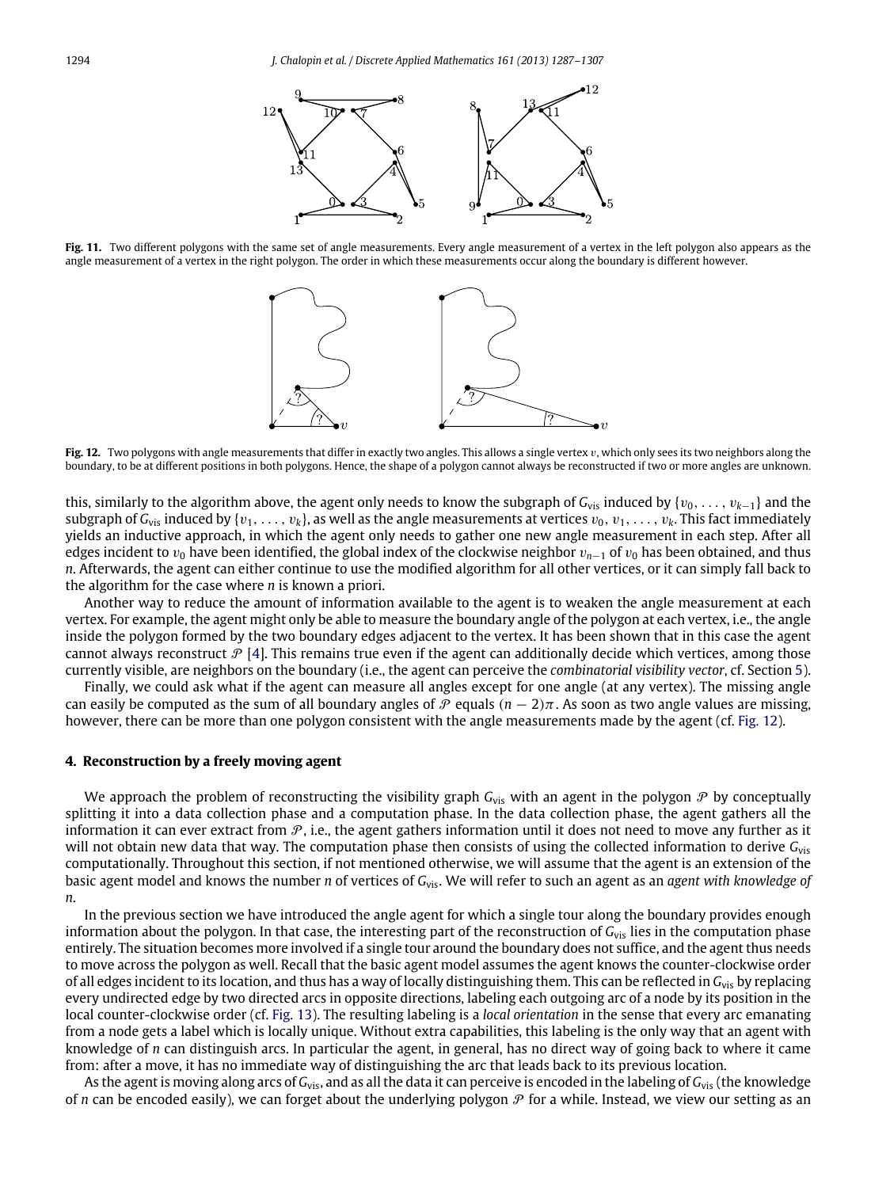**Fig. 11.** Two different polygons with the same set of angle measurements. Every angle measurement of a vertex in the left polygon also appears as the angle measurement of a vertex in the right polygon. The order in which these measurements occur along the boundary is different however.

**Fig. 12.** Two polygons with angle measurements that differ in exactly two angles. This allows a single vertex $v$, which only sees its two neighbors along the boundary, to be at different positions in both polygons. Hence, the shape of a polygon cannot always be reconstructed if two or more angles are unknown.

this, similarly to the algorithm above, the agent only needs to know the subgraph of $G_{vis}$ induced by $\{v_0, \ldots, v_{k-1}\}$ and the subgraph of $G_{vis}$ induced by $\{v_1, \ldots, v_k\}$, as well as the angle measurements at vertices $v_0, v_1, \ldots, v_k$. This fact immediately yields an inductive approach, in which the agent only needs to gather one new angle measurement in each step. After all edges incident to $v_0$ have been identified, the global index of the clockwise neighbor $v_{n-1}$ of $v_0$ has been obtained, and thus $n$. Afterwards, the agent can either continue to use the modified algorithm for all other vertices, or it can simply fall back to the algorithm for the case where $n$ is known a priori.

Another way to reduce the amount of information available to the agent is to weaken the angle measurement at each vertex. For example, the agent might only be able to measure the boundary angle of the polygon at each vertex, i.e., the angle inside the polygon formed by the two boundary edges adjacent to the vertex. It has been shown that in this case the agent cannot always reconstruct $\mathcal{P}$ [4]. This remains true even if the agent can additionally decide which vertices, among those currently visible, are neighbors on the boundary (i.e., the agent can perceive the *combinatorial visibility vector*, cf. Section 5).

Finally, we could ask what if the agent can measure all angles except for one angle (at any vertex). The missing angle can easily be computed as the sum of all boundary angles of $\mathcal{P}$ equals $(n-2)\pi$. As soon as two angle values are missing, however, there can be more than one polygon consistent with the angle measurements made by the agent (cf. Fig. 12).

## 4. Reconstruction by a freely moving agent

We approach the problem of reconstructing the visibility graph $G_{vis}$ with an agent in the polygon $\mathcal{P}$ by conceptually splitting it into a data collection phase and a computation phase. In the data collection phase, the agent gathers all the information it can ever extract from $\mathcal{P}$, i.e., the agent gathers information until it does not need to move any further as it will not obtain new data that way. The computation phase then consists of using the collected information to derive $G_{vis}$ computationally. Throughout this section, if not mentioned otherwise, we will assume that the agent is an extension of the basic agent model and knows the number $n$ of vertices of $G_{vis}$. We will refer to such an agent as an *agent with knowledge of n*.

In the previous section we have introduced the angle agent for which a single tour along the boundary provides enough information about the polygon. In that case, the interesting part of the reconstruction of $G_{vis}$ lies in the computation phase entirely. The situation becomes more involved if a single tour around the boundary does not suffice, and the agent thus needs to move across the polygon as well. Recall that the basic agent model assumes the agent knows the counter-clockwise order of all edges incident to its location, and thus has a way of locally distinguishing them. This can be reflected in $G_{vis}$ by replacing every undirected edge by two directed arcs in opposite directions, labeling each outgoing arc of a node by its position in the local counter-clockwise order (cf. Fig. 13). The resulting labeling is a *local orientation* in the sense that every arc emanating from a node gets a label which is locally unique. Without extra capabilities, this labeling is the only way that an agent with knowledge of $n$ can distinguish arcs. In particular the agent, in general, has no direct way of going back to where it came from: after a move, it has no immediate way of distinguishing the arc that leads back to its previous location.

As the agent is moving along arcs of $G_{vis}$, and as all the data it can perceive is encoded in the labeling of $G_{vis}$ (the knowledge of $n$ can be encoded easily), we can forget about the underlying polygon $\mathcal{P}$ for a while. Instead, we view our setting as an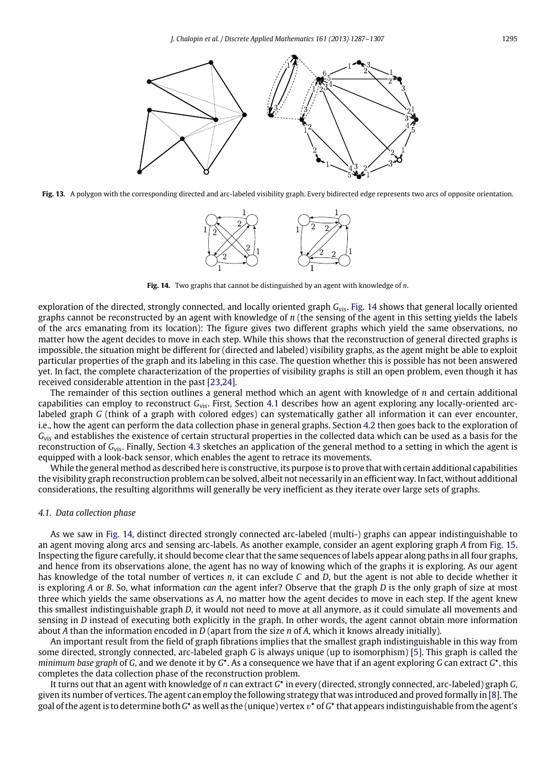**Fig. 13.** A polygon with the corresponding directed and arc-labeled visibility graph. Every bidirected edge represents two arcs of opposite orientation.

**Fig. 14.** Two graphs that cannot be distinguished by an agent with knowledge of $n$.

exploration of the directed, strongly connected, and locally oriented graph $G_{vis}$. Fig. 14 shows that general locally oriented graphs cannot be reconstructed by an agent with knowledge of $n$ (the sensing of the agent in this setting yields the labels of the arcs emanating from its location): The figure gives two different graphs which yield the same observations, no matter how the agent decides to move in each step. While this shows that the reconstruction of general directed graphs is impossible, the situation might be different for (directed and labeled) visibility graphs, as the agent might be able to exploit particular properties of the graph and its labeling in this case. The question whether this is possible has not been answered yet. In fact, the complete characterization of the properties of visibility graphs is still an open problem, even though it has received considerable attention in the past [23,24].

The remainder of this section outlines a general method which an agent with knowledge of $n$ and certain additional capabilities can employ to reconstruct $G_{vis}$. First, Section 4.1 describes how an agent exploring any locally-oriented arc-labeled graph $G$ (think of a graph with colored edges) can systematically gather all information it can ever encounter, i.e., how the agent can perform the data collection phase in general graphs. Section 4.2 then goes back to the exploration of $G_{vis}$ and establishes the existence of certain structural properties in the collected data which can be used as a basis for the reconstruction of $G_{vis}$. Finally, Section 4.3 sketches an application of the general method to a setting in which the agent is equipped with a look-back sensor, which enables the agent to retrace its movements.

While the general method as described here is constructive, its purpose is to prove that with certain additional capabilities the visibility graph reconstruction problem can be solved, albeit not necessarily in an efficient way. In fact, without additional considerations, the resulting algorithms will generally be very inefficient as they iterate over large sets of graphs.

### 4.1. Data collection phase

As we saw in Fig. 14, distinct directed strongly connected arc-labeled (multi-) graphs can appear indistinguishable to an agent moving along arcs and sensing arc-labels. As another example, consider an agent exploring graph $A$ from Fig. 15. Inspecting the figure carefully, it should become clear that the same sequences of labels appear along paths in all four graphs, and hence from its observations alone, the agent has no way of knowing which of the graphs it is exploring. As our agent has knowledge of the total number of vertices $n$, it can exclude $C$ and $D$, but the agent is not able to decide whether it is exploring $A$ or $B$. So, what information *can* the agent infer? Observe that the graph $D$ is the only graph of size at most three which yields the same observations as $A$, no matter how the agent decides to move in each step. If the agent knew this smallest indistinguishable graph $D$, it would not need to move at all anymore, as it could simulate all movements and sensing in $D$ instead of executing both explicitly in the graph. In other words, the agent cannot obtain more information about $A$ than the information encoded in $D$ (apart from the size $n$ of $A$, which it knows already initially).

An important result from the field of graph fibrations implies that the smallest graph indistinguishable in this way from some directed, strongly connected, arc-labeled graph $G$ is always unique (up to isomorphism) [5]. This graph is called the *minimum base graph* of $G$, and we denote it by $G^\star$. As a consequence we have that if an agent exploring $G$ can extract $G^\star$, this completes the data collection phase of the reconstruction problem.

It turns out that an agent with knowledge of $n$ can extract $G^\star$ in every (directed, strongly connected, arc-labeled) graph $G$, given its number of vertices. The agent can employ the following strategy that was introduced and proved formally in [8]. The goal of the agent is to determine both $G^\star$ as well as the (unique) vertex $v^\star$ of $G^\star$ that appears indistinguishable from the agent's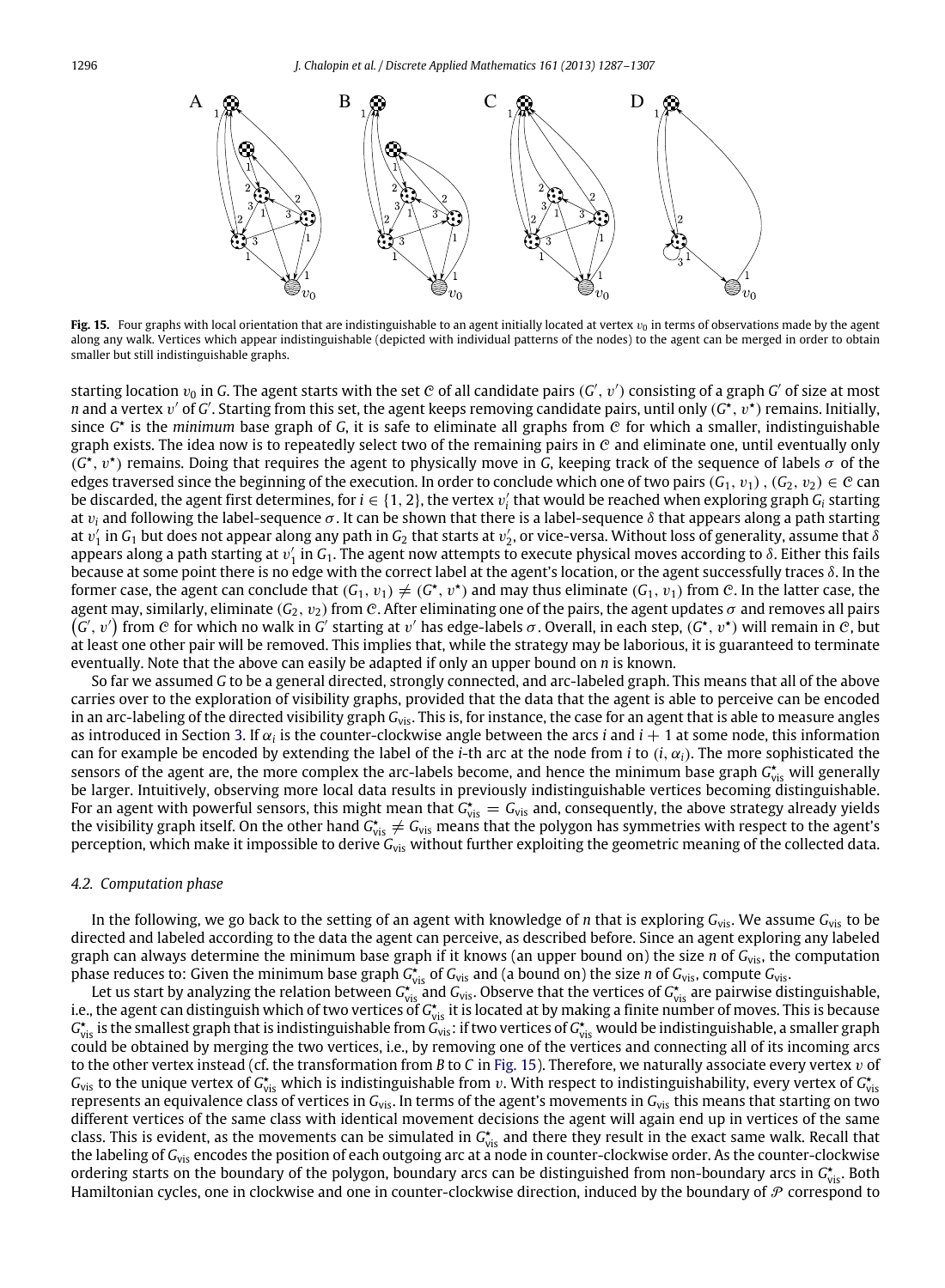**Fig. 15.** Four graphs with local orientation that are indistinguishable to an agent initially located at vertex $v_0$ in terms of observations made by the agent along any walk. Vertices which appear indistinguishable (depicted with individual patterns of the nodes) to the agent can be merged in order to obtain smaller but still indistinguishable graphs.

starting location $v_0$ in $G$. The agent starts with the set $\mathcal{C}$ of all candidate pairs $(G', v')$ consisting of a graph $G'$ of size at most $n$ and a vertex $v'$ of $G'$. Starting from this set, the agent keeps removing candidate pairs, until only $(G^\star, v^\star)$ remains. Initially, since $G^\star$ is the *minimum* base graph of $G$, it is safe to eliminate all graphs from $\mathcal{C}$ for which a smaller, indistinguishable graph exists. The idea now is to repeatedly select two of the remaining pairs in $\mathcal{C}$ and eliminate one, until eventually only $(G^\star, v^\star)$ remains. Doing that requires the agent to physically move in $G$, keeping track of the sequence of labels $\sigma$ of the edges traversed since the beginning of the execution. In order to conclude which one of two pairs $(G_1, v_1), (G_2, v_2) \in \mathcal{C}$ can be discarded, the agent first determines, for $i \in \{1, 2\}$, the vertex $v_i'$ that would be reached when exploring graph $G_i$ starting at $v_i$ and following the label-sequence $\sigma$. It can be shown that there is a label-sequence $\delta$ that appears along a path starting at $v_1'$ in $G_1$ but does not appear along any path in $G_2$ that starts at $v_2'$, or vice-versa. Without loss of generality, assume that $\delta$ appears along a path starting at $v_1'$ in $G_1$. The agent now attempts to execute physical moves according to $\delta$. Either this fails because at some point there is no edge with the correct label at the agent's location, or the agent successfully traces $\delta$. In the former case, the agent can conclude that $(G_1, v_1) \neq (G^\star, v^\star)$ and may thus eliminate $(G_1, v_1)$ from $\mathcal{C}$. In the latter case, the agent may, similarly, eliminate $(G_2, v_2)$ from $\mathcal{C}$. After eliminating one of the pairs, the agent updates $\sigma$ and removes all pairs $(G', v')$ from $\mathcal{C}$ for which no walk in $G'$ starting at $v'$ has edge-labels $\sigma$. Overall, in each step, $(G^\star, v^\star)$ will remain in $\mathcal{C}$, but at least one other pair will be removed. This implies that, while the strategy may be laborious, it is guaranteed to terminate eventually. Note that the above can easily be adapted if only an upper bound on $n$ is known.

So far we assumed $G$ to be a general directed, strongly connected, and arc-labeled graph. This means that all of the above carries over to the exploration of visibility graphs, provided that the data that the agent is able to perceive can be encoded in an arc-labeling of the directed visibility graph $G_{vis}$. This is, for instance, the case for an agent that is able to measure angles as introduced in Section 3. If $\alpha_i$ is the counter-clockwise angle between the arcs $i$ and $i + 1$ at some node, this information can for example be encoded by extending the label of the $i$-th arc at the node from $i$ to $(i, \alpha_i)$. The more sophisticated the sensors of the agent are, the more complex the arc-labels become, and hence the minimum base graph $G^\star_{vis}$ will generally be larger. Intuitively, observing more local data results in previously indistinguishable vertices becoming distinguishable. For an agent with powerful sensors, this might mean that $G^\star_{vis} = G_{vis}$ and, consequently, the above strategy already yields the visibility graph itself. On the other hand $G^\star_{vis} \neq G_{vis}$ means that the polygon has symmetries with respect to the agent's perception, which make it impossible to derive $G_{vis}$ without further exploiting the geometric meaning of the collected data.

### 4.2. Computation phase

In the following, we go back to the setting of an agent with knowledge of $n$ that is exploring $G_{vis}$. We assume $G_{vis}$ to be directed and labeled according to the data the agent can perceive, as described before. Since an agent exploring any labeled graph can always determine the minimum base graph if it knows (an upper bound on) the size $n$ of $G_{vis}$, the computation phase reduces to: Given the minimum base graph $G^\star_{vis}$ of $G_{vis}$ and (a bound on) the size $n$ of $G_{vis}$, compute $G_{vis}$.

Let us start by analyzing the relation between $G^\star_{vis}$ and $G_{vis}$. Observe that the vertices of $G^\star_{vis}$ are pairwise distinguishable, i.e., the agent can distinguish which of two vertices of $G^\star_{vis}$ it is located at by making a finite number of moves. This is because $G^\star_{vis}$ is the smallest graph that is indistinguishable from $G_{vis}$: if two vertices of $G^\star_{vis}$ would be indistinguishable, a smaller graph could be obtained by merging the two vertices, i.e., by removing one of the vertices and connecting all of its incoming arcs to the other vertex instead (cf. the transformation from $B$ to $C$ in Fig. 15). Therefore, we naturally associate every vertex $v$ of $G_{vis}$ to the unique vertex of $G^\star_{vis}$ which is indistinguishable from $v$. With respect to indistinguishability, every vertex of $G^\star_{vis}$ represents an equivalence class of vertices in $G_{vis}$. In terms of the agent's movements in $G_{vis}$ this means that starting on two different vertices of the same class with identical movement decisions the agent will again end up in vertices of the same class. This is evident, as the movements can be simulated in $G^\star_{vis}$ and there they result in the exact same walk. Recall that the labeling of $G_{vis}$ encodes the position of each outgoing arc at a node in counter-clockwise order. As the counter-clockwise ordering starts on the boundary of the polygon, boundary arcs can be distinguished from non-boundary arcs in $G^\star_{vis}$. Both Hamiltonian cycles, one in clockwise and one in counter-clockwise direction, induced by the boundary of $\mathcal{P}$ correspond to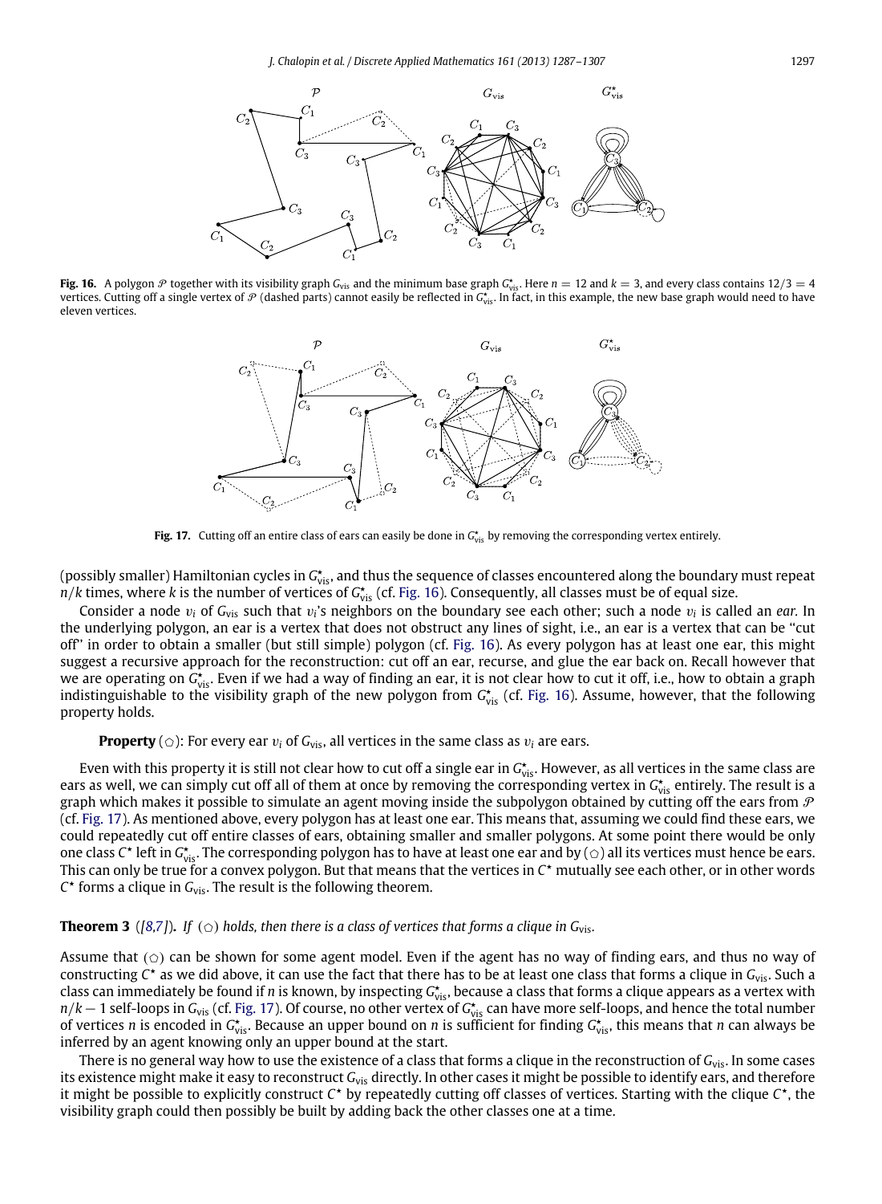**Fig. 16.** A polygon $\mathcal{P}$ together with its visibility graph $G_{\text{vis}}$ and the minimum base graph $G^{\star}_{\text{vis}}$. Here $n = 12$ and $k = 3$, and every class contains $12/3 = 4$ vertices. Cutting off a single vertex of $\mathcal{P}$ (dashed parts) cannot easily be reflected in $G^{\star}_{\text{vis}}$. In fact, in this example, the new base graph would need to have eleven vertices.

**Fig. 17.** Cutting off an entire class of ears can easily be done in $G^{\star}_{\text{vis}}$ by removing the corresponding vertex entirely.

(possibly smaller) Hamiltonian cycles in $G^{\star}_{\text{vis}}$, and thus the sequence of classes encountered along the boundary must repeat $n/k$ times, where $k$ is the number of vertices of $G^{\star}_{\text{vis}}$ (cf. Fig. 16). Consequently, all classes must be of equal size.

Consider a node $v_i$ of $G_{\text{vis}}$ such that $v_i$'s neighbors on the boundary see each other; such a node $v_i$ is called an *ear*. In the underlying polygon, an ear is a vertex that does not obstruct any lines of sight, i.e., an ear is a vertex that can be "cut off" in order to obtain a smaller (but still simple) polygon (cf. Fig. 16). As every polygon has at least one ear, this might suggest a recursive approach for the reconstruction: cut off an ear, recurse, and glue the ear back on. Recall however that we are operating on $G^{\star}_{\text{vis}}$. Even if we had a way of finding an ear, it is not clear how to cut it off, i.e., how to obtain a graph indistinguishable to the visibility graph of the new polygon from $G^{\star}_{\text{vis}}$ (cf. Fig. 16). Assume, however, that the following property holds.

**Property** ($\pentagon$): For every ear $v_i$ of $G_{\text{vis}}$, all vertices in the same class as $v_i$ are ears.

Even with this property it is still not clear how to cut off a single ear in $G^{\star}_{\text{vis}}$. However, as all vertices in the same class are ears as well, we can simply cut off all of them at once by removing the corresponding vertex in $G^{\star}_{\text{vis}}$ entirely. The result is a graph which makes it possible to simulate an agent moving inside the subpolygon obtained by cutting off the ears from $\mathcal{P}$ (cf. Fig. 17). As mentioned above, every polygon has at least one ear. This means that, assuming we could find these ears, we could repeatedly cut off entire classes of ears, obtaining smaller and smaller polygons. At some point there would be only one class $C^{\star}$ left in $G^{\star}_{\text{vis}}$. The corresponding polygon has to have at least one ear and by ($\pentagon$) all its vertices must hence be ears. This can only be true for a convex polygon. But that means that the vertices in $C^{\star}$ mutually see each other, or in other words $C^{\star}$ forms a clique in $G_{\text{vis}}$. The result is the following theorem.

**Theorem 3** *([8,7]).* *If ($\pentagon$) holds, then there is a class of vertices that forms a clique in $G_{\text{vis}}$.*

Assume that ($\pentagon$) can be shown for some agent model. Even if the agent has no way of finding ears, and thus no way of constructing $C^{\star}$ as we did above, it can use the fact that there has to be at least one class that forms a clique in $G_{\text{vis}}$. Such a class can immediately be found if $n$ is known, by inspecting $G^{\star}_{\text{vis}}$, because a class that forms a clique appears as a vertex with $n/k - 1$ self-loops in $G_{\text{vis}}$ (cf. Fig. 17). Of course, no other vertex of $G^{\star}_{\text{vis}}$ can have more self-loops, and hence the total number of vertices $n$ is encoded in $G^{\star}_{\text{vis}}$. Because an upper bound on $n$ is sufficient for finding $G^{\star}_{\text{vis}}$, this means that $n$ can always be inferred by an agent knowing only an upper bound at the start.

There is no general way how to use the existence of a class that forms a clique in the reconstruction of $G_{\text{vis}}$. In some cases its existence might make it easy to reconstruct $G_{\text{vis}}$ directly. In other cases it might be possible to identify ears, and therefore it might be possible to explicitly construct $C^{\star}$ by repeatedly cutting off classes of vertices. Starting with the clique $C^{\star}$, the visibility graph could then possibly be built by adding back the other classes one at a time.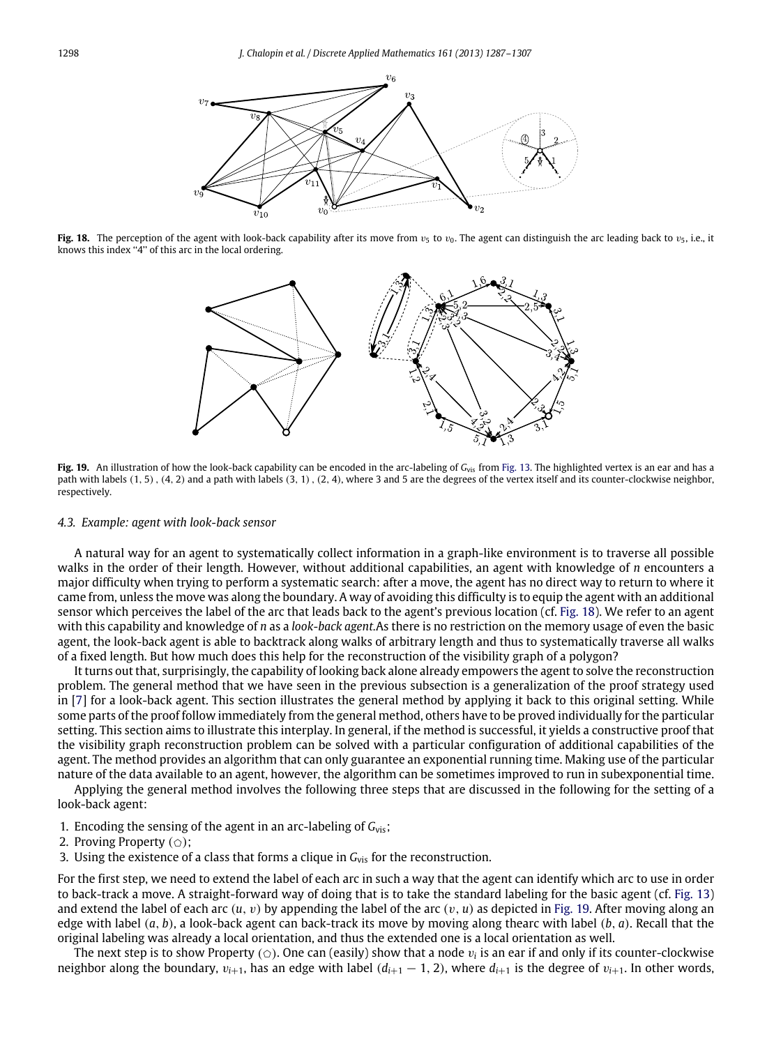**Fig. 18.** The perception of the agent with look-back capability after its move from $v_5$ to $v_0$. The agent can distinguish the arc leading back to $v_5$, i.e., it knows this index "4" of this arc in the local ordering.

**Fig. 19.** An illustration of how the look-back capability can be encoded in the arc-labeling of $G_{vis}$ from Fig. 13. The highlighted vertex is an ear and has a path with labels $(1, 5)$, $(4, 2)$ and a path with labels $(3, 1)$, $(2, 4)$, where 3 and 5 are the degrees of the vertex itself and its counter-clockwise neighbor, respectively.

### 4.3. Example: agent with look-back sensor

A natural way for an agent to systematically collect information in a graph-like environment is to traverse all possible walks in the order of their length. However, without additional capabilities, an agent with knowledge of $n$ encounters a major difficulty when trying to perform a systematic search: after a move, the agent has no direct way to return to where it came from, unless the move was along the boundary. A way of avoiding this difficulty is to equip the agent with an additional sensor which perceives the label of the arc that leads back to the agent's previous location (cf. Fig. 18). We refer to an agent with this capability and knowledge of $n$ as a *look-back agent*.As there is no restriction on the memory usage of even the basic agent, the look-back agent is able to backtrack along walks of arbitrary length and thus to systematically traverse all walks of a fixed length. But how much does this help for the reconstruction of the visibility graph of a polygon?

It turns out that, surprisingly, the capability of looking back alone already empowers the agent to solve the reconstruction problem. The general method that we have seen in the previous subsection is a generalization of the proof strategy used in [7] for a look-back agent. This section illustrates the general method by applying it back to this original setting. While some parts of the proof follow immediately from the general method, others have to be proved individually for the particular setting. This section aims to illustrate this interplay. In general, if the method is successful, it yields a constructive proof that the visibility graph reconstruction problem can be solved with a particular configuration of additional capabilities of the agent. The method provides an algorithm that can only guarantee an exponential running time. Making use of the particular nature of the data available to an agent, however, the algorithm can be sometimes improved to run in subexponential time.

Applying the general method involves the following three steps that are discussed in the following for the setting of a look-back agent:

1. Encoding the sensing of the agent in an arc-labeling of $G_{vis}$;
2. Proving Property (☖);
3. Using the existence of a class that forms a clique in $G_{vis}$ for the reconstruction.

For the first step, we need to extend the label of each arc in such a way that the agent can identify which arc to use in order to back-track a move. A straight-forward way of doing that is to take the standard labeling for the basic agent (cf. Fig. 13) and extend the label of each arc $(u, v)$ by appending the label of the arc $(v, u)$ as depicted in Fig. 19. After moving along an edge with label $(a, b)$, a look-back agent can back-track its move by moving along thearc with label $(b, a)$. Recall that the original labeling was already a local orientation, and thus the extended one is a local orientation as well.

The next step is to show Property (☖). One can (easily) show that a node $v_i$ is an ear if and only if its counter-clockwise neighbor along the boundary, $v_{i+1}$, has an edge with label $(d_{i+1} - 1, 2)$, where $d_{i+1}$ is the degree of $v_{i+1}$. In other words,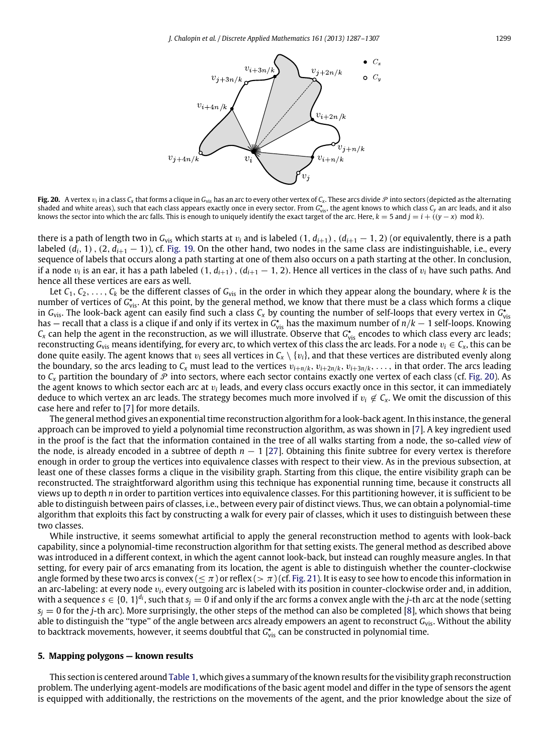**Fig. 20.** A vertex $v_i$ in a class $C_x$ that forms a clique in $G_{\text{vis}}$ has an arc to every other vertex of $C_x$. These arcs divide $\mathcal{P}$ into sectors (depicted as the alternating shaded and white areas), such that each class appears exactly once in every sector. From $G^\star_{\text{vis}}$, the agent knows to which class $C_y$ an arc leads, and it also knows the sector into which the arc falls. This is enough to uniquely identify the exact target of the arc. Here, $k = 5$ and $j = i + ((y - x) \mod k)$.

there is a path of length two in $G_{\text{vis}}$ which starts at $v_i$ and is labeled $(1, d_{i+1})$, $(d_{i+1} - 1, 2)$ (or equivalently, there is a path labeled $(d_i, 1)$, $(2, d_{i+1} - 1)$), cf. Fig. 19. On the other hand, two nodes in the same class are indistinguishable, i.e., every sequence of labels that occurs along a path starting at one of them also occurs on a path starting at the other. In conclusion, if a node $v_i$ is an ear, it has a path labeled $(1, d_{i+1})$, $(d_{i+1} - 1, 2)$. Hence all vertices in the class of $v_i$ have such paths. And hence all these vertices are ears as well.

Let $C_1, C_2, \ldots, C_k$ be the different classes of $G_{\text{vis}}$ in the order in which they appear along the boundary, where $k$ is the number of vertices of $G^\star_{\text{vis}}$. At this point, by the general method, we know that there must be a class which forms a clique in $G_{\text{vis}}$. The look-back agent can easily find such a class $C_x$ by counting the number of self-loops that every vertex in $G^\star_{\text{vis}}$ has — recall that a class is a clique if and only if its vertex in $G^\star_{\text{vis}}$ has the maximum number of $n/k - 1$ self-loops. Knowing $C_x$ can help the agent in the reconstruction, as we will illustrate. Observe that $G^\star_{\text{vis}}$ encodes to which class every arc leads; reconstructing $G_{\text{vis}}$ means identifying, for every arc, to which vertex of this class the arc leads. For a node $v_i \in C_x$, this can be done quite easily. The agent knows that $v_i$ sees all vertices in $C_x \setminus \{v_i\}$, and that these vertices are distributed evenly along the boundary, so the arcs leading to $C_x$ must lead to the vertices $v_{i+n/k}, v_{i+2n/k}, v_{i+3n/k}, \ldots$, in that order. The arcs leading to $C_x$ partition the boundary of $\mathcal{P}$ into sectors, where each sector contains exactly one vertex of each class (cf. Fig. 20). As the agent knows to which sector each arc at $v_i$ leads, and every class occurs exactly once in this sector, it can immediately deduce to which vertex an arc leads. The strategy becomes much more involved if $v_i \notin C_x$. We omit the discussion of this case here and refer to [7] for more details.

The general method gives an exponential time reconstruction algorithm for a look-back agent. In this instance, the general approach can be improved to yield a polynomial time reconstruction algorithm, as was shown in [7]. A key ingredient used in the proof is the fact that the information contained in the tree of all walks starting from a node, the so-called *view* of the node, is already encoded in a subtree of depth $n - 1$ [27]. Obtaining this finite subtree for every vertex is therefore enough in order to group the vertices into equivalence classes with respect to their view. As in the previous subsection, at least one of these classes forms a clique in the visibility graph. Starting from this clique, the entire visibility graph can be reconstructed. The straightforward algorithm using this technique has exponential running time, because it constructs all views up to depth $n$ in order to partition vertices into equivalence classes. For this partitioning however, it is sufficient to be able to distinguish between pairs of classes, i.e., between every pair of distinct views. Thus, we can obtain a polynomial-time algorithm that exploits this fact by constructing a walk for every pair of classes, which it uses to distinguish between these two classes.

While instructive, it seems somewhat artificial to apply the general reconstruction method to agents with look-back capability, since a polynomial-time reconstruction algorithm for that setting exists. The general method as described above was introduced in a different context, in which the agent cannot look-back, but instead can roughly measure angles. In that setting, for every pair of arcs emanating from its location, the agent is able to distinguish whether the counter-clockwise angle formed by these two arcs is convex ($\leq \pi$) or reflex ($> \pi$) (cf. Fig. 21). It is easy to see how to encode this information in an arc-labeling: at every node $v_i$, every outgoing arc is labeled with its position in counter-clockwise order and, in addition, with a sequence $s \in \{0, 1\}^{d_i}$, such that $s_j = 0$ if and only if the arc forms a convex angle with the $j$-th arc at the node (setting $s_j = 0$ for the $j$-th arc). More surprisingly, the other steps of the method can also be completed [8], which shows that being able to distinguish the "type" of the angle between arcs already empowers an agent to reconstruct $G_{\text{vis}}$. Without the ability to backtrack movements, however, it seems doubtful that $G^\star_{\text{vis}}$ can be constructed in polynomial time.

## 5. Mapping polygons — known results

This section is centered around Table 1, which gives a summary of the known results for the visibility graph reconstruction problem. The underlying agent-models are modifications of the basic agent model and differ in the type of sensors the agent is equipped with additionally, the restrictions on the movements of the agent, and the prior knowledge about the size of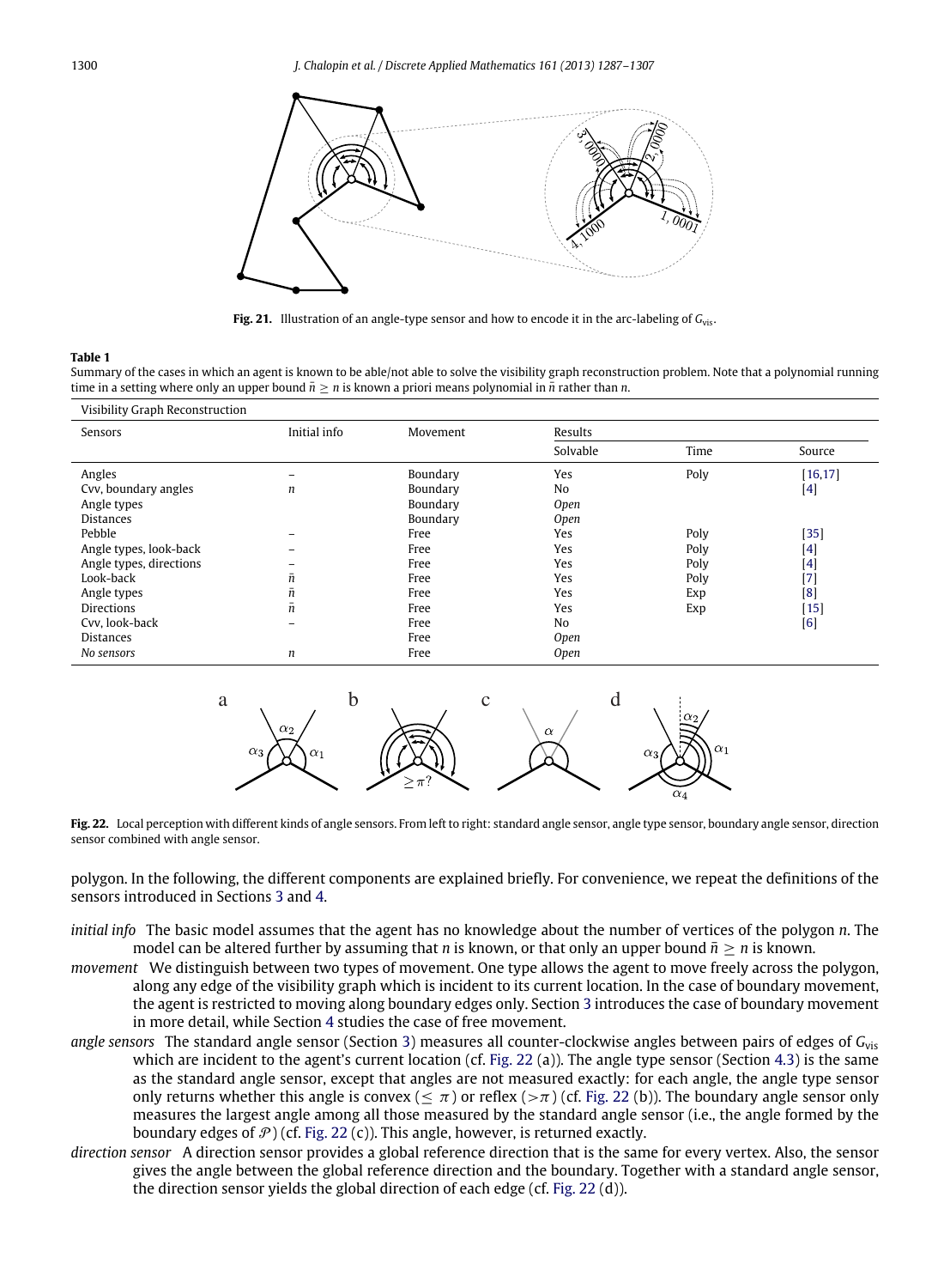Fig. 21. Illustration of an angle-type sensor and how to encode it in the arc-labeling of $G_{vis}$.

**Table 1**

Summary of the cases in which an agent is known to be able/not able to solve the visibility graph reconstruction problem. Note that a polynomial running time in a setting where only an upper bound $\bar{n} \geq n$ is known a priori means polynomial in $\bar{n}$ rather than $n$.

| Visibility Graph Reconstruction | | | | | |
|---|---|---|---|---|---|
| Sensors | Initial info | Movement | Results | | |
| | | | Solvable | Time | Source |
| Angles | – | Boundary | Yes | Poly | [16,17] |
| Cvv, boundary angles | $n$ | Boundary | No | | [4] |
| Angle types | | Boundary | *Open* | | |
| Distances | | Boundary | *Open* | | |
| Pebble | – | Free | Yes | Poly | [35] |
| Angle types, look-back | – | Free | Yes | Poly | [4] |
| Angle types, directions | – | Free | Yes | Poly | [4] |
| Look-back | $\bar{n}$ | Free | Yes | Poly | [7] |
| Angle types | $\bar{n}$ | Free | Yes | Exp | [8] |
| Directions | $\bar{n}$ | Free | Yes | Exp | [15] |
| Cvv, look-back | – | Free | No | | [6] |
| Distances | | Free | *Open* | | |
| *No sensors* | $n$ | Free | *Open* | | |

Fig. 22. Local perception with different kinds of angle sensors. From left to right: standard angle sensor, angle type sensor, boundary angle sensor, direction sensor combined with angle sensor.

polygon. In the following, the different components are explained briefly. For convenience, we repeat the definitions of the sensors introduced in Sections 3 and 4.

*initial info* The basic model assumes that the agent has no knowledge about the number of vertices of the polygon $n$. The model can be altered further by assuming that $n$ is known, or that only an upper bound $\bar{n} \geq n$ is known.

*movement* We distinguish between two types of movement. One type allows the agent to move freely across the polygon, along any edge of the visibility graph which is incident to its current location. In the case of boundary movement, the agent is restricted to moving along boundary edges only. Section 3 introduces the case of boundary movement in more detail, while Section 4 studies the case of free movement.

*angle sensors* The standard angle sensor (Section 3) measures all counter-clockwise angles between pairs of edges of $G_{vis}$ which are incident to the agent's current location (cf. Fig. 22 (a)). The angle type sensor (Section 4.3) is the same as the standard angle sensor, except that angles are not measured exactly: for each angle, the angle type sensor only returns whether this angle is convex ($\leq \pi$) or reflex ($> \pi$) (cf. Fig. 22 (b)). The boundary angle sensor only measures the largest angle among all those measured by the standard angle sensor (i.e., the angle formed by the boundary edges of $\mathcal{P}$) (cf. Fig. 22 (c)). This angle, however, is returned exactly.

*direction sensor* A direction sensor provides a global reference direction that is the same for every vertex. Also, the sensor gives the angle between the global reference direction and the boundary. Together with a standard angle sensor, the direction sensor yields the global direction of each edge (cf. Fig. 22 (d)).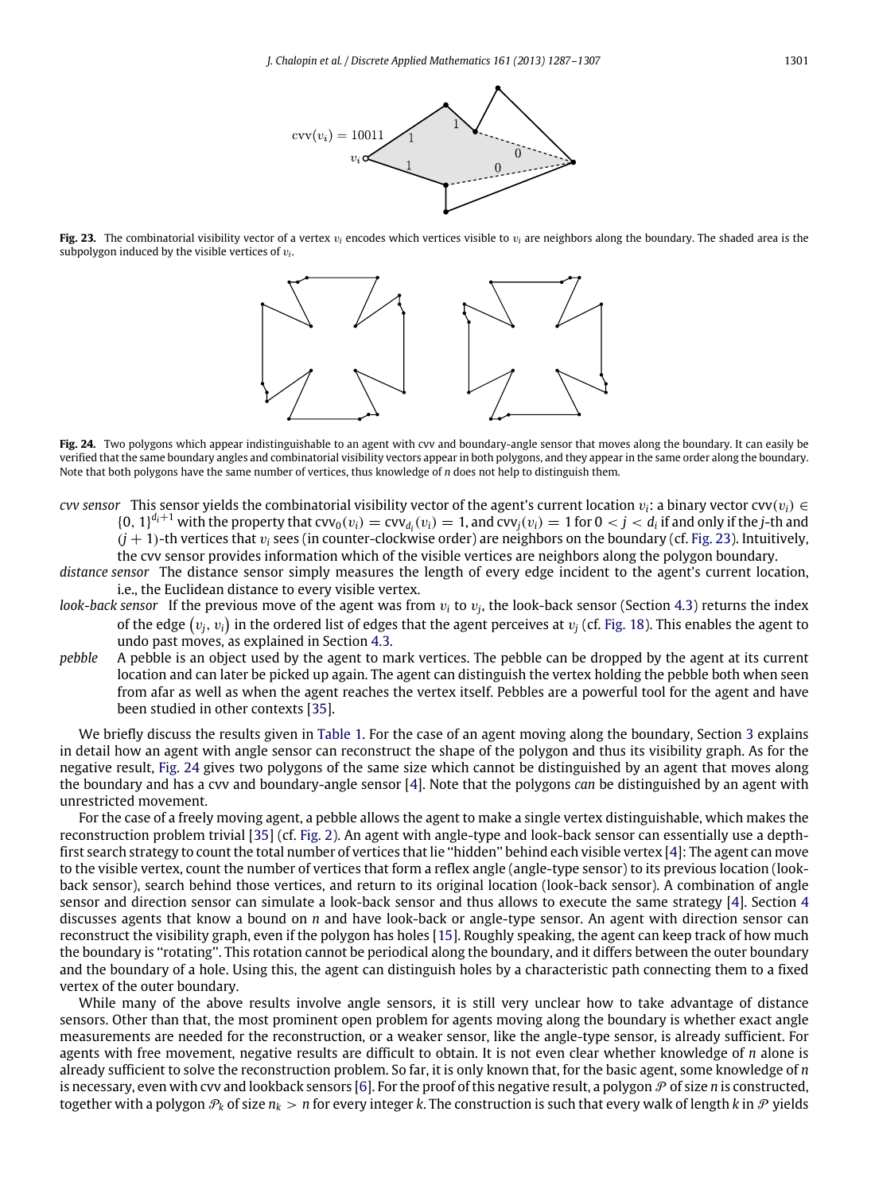Fig. 23. The combinatorial visibility vector of a vertex $v_i$ encodes which vertices visible to $v_i$ are neighbors along the boundary. The shaded area is the subpolygon induced by the visible vertices of $v_i$.

Fig. 24. Two polygons which appear indistinguishable to an agent with cvv and boundary-angle sensor that moves along the boundary. It can easily be verified that the same boundary angles and combinatorial visibility vectors appear in both polygons, and they appear in the same order along the boundary. Note that both polygons have the same number of vertices, thus knowledge of $n$ does not help to distinguish them.

*cvv sensor* This sensor yields the combinatorial visibility vector of the agent's current location $v_i$: a binary vector $\text{cvv}(v_i) \in \{0, 1\}^{d_i+1}$ with the property that $\text{cvv}_0(v_i) = \text{cvv}_{d_i}(v_i) = 1$, and $\text{cvv}_j(v_i) = 1$ for $0 < j < d_i$ if and only if the $j$-th and $(j + 1)$-th vertices that $v_i$ sees (in counter-clockwise order) are neighbors on the boundary (cf. Fig. 23). Intuitively, the cvv sensor provides information which of the visible vertices are neighbors along the polygon boundary.

*distance sensor* The distance sensor simply measures the length of every edge incident to the agent's current location, i.e., the Euclidean distance to every visible vertex.

*look-back sensor* If the previous move of the agent was from $v_i$ to $v_j$, the look-back sensor (Section 4.3) returns the index of the edge $(v_j, v_i)$ in the ordered list of edges that the agent perceives at $v_j$ (cf. Fig. 18). This enables the agent to undo past moves, as explained in Section 4.3.

*pebble* A pebble is an object used by the agent to mark vertices. The pebble can be dropped by the agent at its current location and can later be picked up again. The agent can distinguish the vertex holding the pebble both when seen from afar as well as when the agent reaches the vertex itself. Pebbles are a powerful tool for the agent and have been studied in other contexts [35].

We briefly discuss the results given in Table 1. For the case of an agent moving along the boundary, Section 3 explains in detail how an agent with angle sensor can reconstruct the shape of the polygon and thus its visibility graph. As for the negative result, Fig. 24 gives two polygons of the same size which cannot be distinguished by an agent that moves along the boundary and has a cvv and boundary-angle sensor [4]. Note that the polygons *can* be distinguished by an agent with unrestricted movement.

For the case of a freely moving agent, a pebble allows the agent to make a single vertex distinguishable, which makes the reconstruction problem trivial [35] (cf. Fig. 2). An agent with angle-type and look-back sensor can essentially use a depth-first search strategy to count the total number of vertices that lie "hidden" behind each visible vertex [4]: The agent can move to the visible vertex, count the number of vertices that form a reflex angle (angle-type sensor) to its previous location (look-back sensor), search behind those vertices, and return to its original location (look-back sensor). A combination of angle sensor and direction sensor can simulate a look-back sensor and thus allows to execute the same strategy [4]. Section 4 discusses agents that know a bound on $n$ and have look-back or angle-type sensor. An agent with direction sensor can reconstruct the visibility graph, even if the polygon has holes [15]. Roughly speaking, the agent can keep track of how much the boundary is "rotating". This rotation cannot be periodical along the boundary, and it differs between the outer boundary and the boundary of a hole. Using this, the agent can distinguish holes by a characteristic path connecting them to a fixed vertex of the outer boundary.

While many of the above results involve angle sensors, it is still very unclear how to take advantage of distance sensors. Other than that, the most prominent open problem for agents moving along the boundary is whether exact angle measurements are needed for the reconstruction, or a weaker sensor, like the angle-type sensor, is already sufficient. For agents with free movement, negative results are difficult to obtain. It is not even clear whether knowledge of $n$ alone is already sufficient to solve the reconstruction problem. So far, it is only known that, for the basic agent, some knowledge of $n$ is necessary, even with cvv and lookback sensors [6]. For the proof of this negative result, a polygon $\mathcal{P}$ of size $n$ is constructed, together with a polygon $\mathcal{P}_k$ of size $n_k > n$ for every integer $k$. The construction is such that every walk of length $k$ in $\mathcal{P}$ yields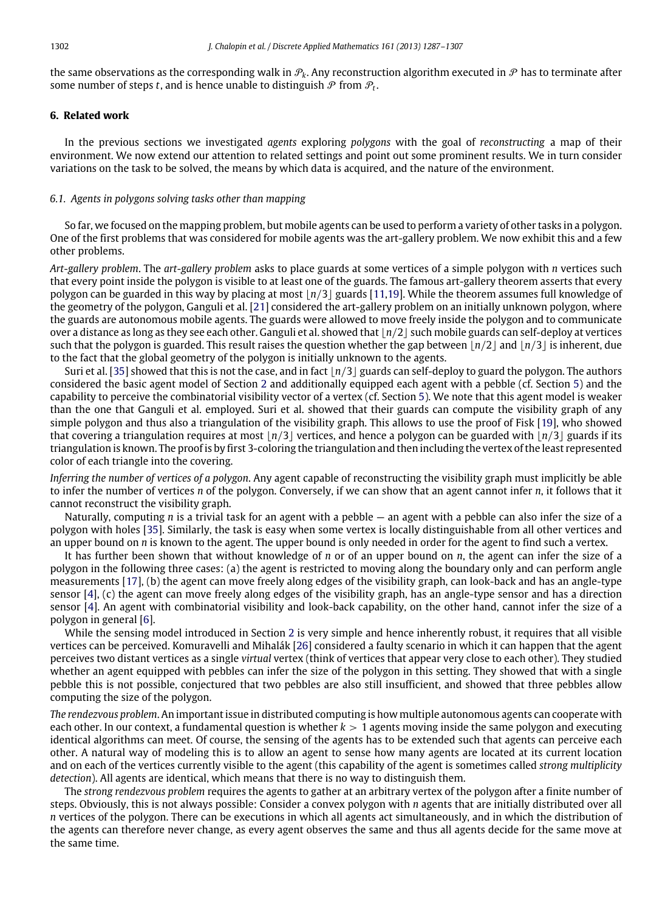the same observations as the corresponding walk in $\mathcal{P}_k$. Any reconstruction algorithm executed in $\mathcal{P}$ has to terminate after some number of steps $t$, and is hence unable to distinguish $\mathcal{P}$ from $\mathcal{P}_t$.

## 6. Related work

In the previous sections we investigated *agents* exploring *polygons* with the goal of *reconstructing* a map of their environment. We now extend our attention to related settings and point out some prominent results. We in turn consider variations on the task to be solved, the means by which data is acquired, and the nature of the environment.

### 6.1. Agents in polygons solving tasks other than mapping

So far, we focused on the mapping problem, but mobile agents can be used to perform a variety of other tasks in a polygon. One of the first problems that was considered for mobile agents was the art-gallery problem. We now exhibit this and a few other problems.

*Art-gallery problem*. The *art-gallery problem* asks to place guards at some vertices of a simple polygon with $n$ vertices such that every point inside the polygon is visible to at least one of the guards. The famous art-gallery theorem asserts that every polygon can be guarded in this way by placing at most $\lfloor n/3 \rfloor$ guards [11,19]. While the theorem assumes full knowledge of the geometry of the polygon, Ganguli et al. [21] considered the art-gallery problem on an initially unknown polygon, where the guards are autonomous mobile agents. The guards were allowed to move freely inside the polygon and to communicate over a distance as long as they see each other. Ganguli et al. showed that $\lfloor n/2 \rfloor$ such mobile guards can self-deploy at vertices such that the polygon is guarded. This result raises the question whether the gap between $\lfloor n/2 \rfloor$ and $\lfloor n/3 \rfloor$ is inherent, due to the fact that the global geometry of the polygon is initially unknown to the agents.

Suri et al. [35] showed that this is not the case, and in fact $\lfloor n/3 \rfloor$ guards can self-deploy to guard the polygon. The authors considered the basic agent model of Section 2 and additionally equipped each agent with a pebble (cf. Section 5) and the capability to perceive the combinatorial visibility vector of a vertex (cf. Section 5). We note that this agent model is weaker than the one that Ganguli et al. employed. Suri et al. showed that their guards can compute the visibility graph of any simple polygon and thus also a triangulation of the visibility graph. This allows to use the proof of Fisk [19], who showed that covering a triangulation requires at most $\lfloor n/3 \rfloor$ vertices, and hence a polygon can be guarded with $\lfloor n/3 \rfloor$ guards if its triangulation is known. The proof is by first 3-coloring the triangulation and then including the vertex of the least represented color of each triangle into the covering.

*Inferring the number of vertices of a polygon*. Any agent capable of reconstructing the visibility graph must implicitly be able to infer the number of vertices $n$ of the polygon. Conversely, if we can show that an agent cannot infer $n$, it follows that it cannot reconstruct the visibility graph.

Naturally, computing $n$ is a trivial task for an agent with a pebble — an agent with a pebble can also infer the size of a polygon with holes [35]. Similarly, the task is easy when some vertex is locally distinguishable from all other vertices and an upper bound on $n$ is known to the agent. The upper bound is only needed in order for the agent to find such a vertex.

It has further been shown that without knowledge of $n$ or of an upper bound on $n$, the agent can infer the size of a polygon in the following three cases: (a) the agent is restricted to moving along the boundary only and can perform angle measurements [17], (b) the agent can move freely along edges of the visibility graph, can look-back and has an angle-type sensor [4], (c) the agent can move freely along edges of the visibility graph, has an angle-type sensor and has a direction sensor [4]. An agent with combinatorial visibility and look-back capability, on the other hand, cannot infer the size of a polygon in general [6].

While the sensing model introduced in Section 2 is very simple and hence inherently robust, it requires that all visible vertices can be perceived. Komuravelli and Mihalák [26] considered a faulty scenario in which it can happen that the agent perceives two distant vertices as a single *virtual* vertex (think of vertices that appear very close to each other). They studied whether an agent equipped with pebbles can infer the size of the polygon in this setting. They showed that with a single pebble this is not possible, conjectured that two pebbles are also still insufficient, and showed that three pebbles allow computing the size of the polygon.

*The rendezvous problem*. An important issue in distributed computing is how multiple autonomous agents can cooperate with each other. In our context, a fundamental question is whether $k > 1$ agents moving inside the same polygon and executing identical algorithms can meet. Of course, the sensing of the agents has to be extended such that agents can perceive each other. A natural way of modeling this is to allow an agent to sense how many agents are located at its current location and on each of the vertices currently visible to the agent (this capability of the agent is sometimes called *strong multiplicity detection*). All agents are identical, which means that there is no way to distinguish them.

The *strong rendezvous problem* requires the agents to gather at an arbitrary vertex of the polygon after a finite number of steps. Obviously, this is not always possible: Consider a convex polygon with $n$ agents that are initially distributed over all $n$ vertices of the polygon. There can be executions in which all agents act simultaneously, and in which the distribution of the agents can therefore never change, as every agent observes the same and thus all agents decide for the same move at the same time.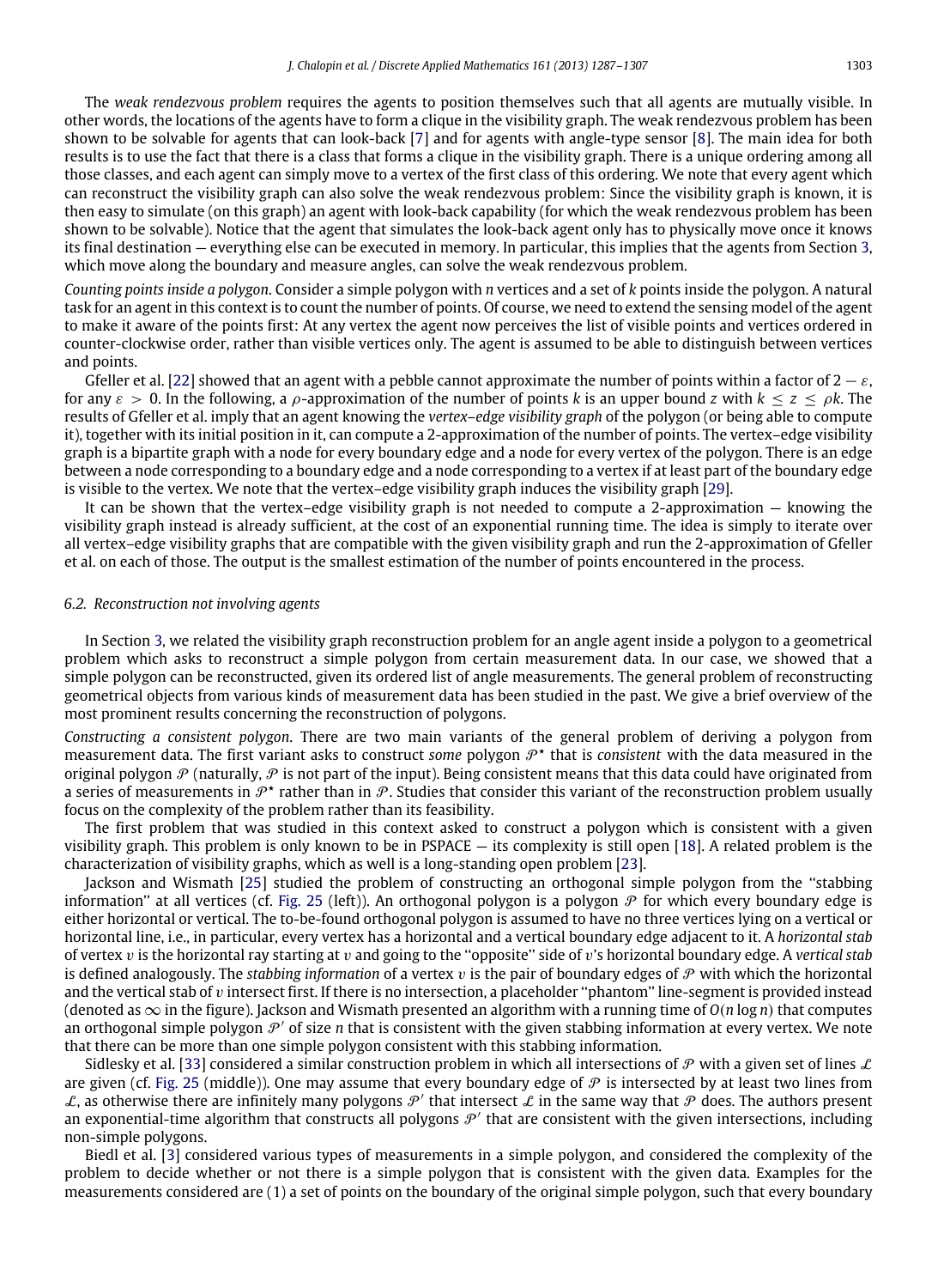The *weak rendezvous problem* requires the agents to position themselves such that all agents are mutually visible. In other words, the locations of the agents have to form a clique in the visibility graph. The weak rendezvous problem has been shown to be solvable for agents that can look-back [7] and for agents with angle-type sensor [8]. The main idea for both results is to use the fact that there is a class that forms a clique in the visibility graph. There is a unique ordering among all those classes, and each agent can simply move to a vertex of the first class of this ordering. We note that every agent which can reconstruct the visibility graph can also solve the weak rendezvous problem: Since the visibility graph is known, it is then easy to simulate (on this graph) an agent with look-back capability (for which the weak rendezvous problem has been shown to be solvable). Notice that the agent that simulates the look-back agent only has to physically move once it knows its final destination — everything else can be executed in memory. In particular, this implies that the agents from Section 3, which move along the boundary and measure angles, can solve the weak rendezvous problem.

*Counting points inside a polygon.* Consider a simple polygon with $n$ vertices and a set of $k$ points inside the polygon. A natural task for an agent in this context is to count the number of points. Of course, we need to extend the sensing model of the agent to make it aware of the points first: At any vertex the agent now perceives the list of visible points and vertices ordered in counter-clockwise order, rather than visible vertices only. The agent is assumed to be able to distinguish between vertices and points.

Gfeller et al. [22] showed that an agent with a pebble cannot approximate the number of points within a factor of $2 - \varepsilon$, for any $\varepsilon > 0$. In the following, a $\rho$-approximation of the number of points $k$ is an upper bound $z$ with $k \leq z \leq \rho k$. The results of Gfeller et al. imply that an agent knowing the *vertex–edge visibility graph* of the polygon (or being able to compute it), together with its initial position in it, can compute a 2-approximation of the number of points. The vertex–edge visibility graph is a bipartite graph with a node for every boundary edge and a node for every vertex of the polygon. There is an edge between a node corresponding to a boundary edge and a node corresponding to a vertex if at least part of the boundary edge is visible to the vertex. We note that the vertex–edge visibility graph induces the visibility graph [29].

It can be shown that the vertex–edge visibility graph is not needed to compute a 2-approximation — knowing the visibility graph instead is already sufficient, at the cost of an exponential running time. The idea is simply to iterate over all vertex–edge visibility graphs that are compatible with the given visibility graph and run the 2-approximation of Gfeller et al. on each of those. The output is the smallest estimation of the number of points encountered in the process.

### 6.2. Reconstruction not involving agents

In Section 3, we related the visibility graph reconstruction problem for an angle agent inside a polygon to a geometrical problem which asks to reconstruct a simple polygon from certain measurement data. In our case, we showed that a simple polygon can be reconstructed, given its ordered list of angle measurements. The general problem of reconstructing geometrical objects from various kinds of measurement data has been studied in the past. We give a brief overview of the most prominent results concerning the reconstruction of polygons.

*Constructing a consistent polygon.* There are two main variants of the general problem of deriving a polygon from measurement data. The first variant asks to construct *some* polygon $\mathcal{P}^\star$ that is *consistent* with the data measured in the original polygon $\mathcal{P}$ (naturally, $\mathcal{P}$ is not part of the input). Being consistent means that this data could have originated from a series of measurements in $\mathcal{P}^\star$ rather than in $\mathcal{P}$. Studies that consider this variant of the reconstruction problem usually focus on the complexity of the problem rather than its feasibility.

The first problem that was studied in this context asked to construct a polygon which is consistent with a given visibility graph. This problem is only known to be in PSPACE — its complexity is still open [18]. A related problem is the characterization of visibility graphs, which as well is a long-standing open problem [23].

Jackson and Wismath [25] studied the problem of constructing an orthogonal simple polygon from the "stabbing information" at all vertices (cf. Fig. 25 (left)). An orthogonal polygon is a polygon $\mathcal{P}$ for which every boundary edge is either horizontal or vertical. The to-be-found orthogonal polygon is assumed to have no three vertices lying on a vertical or horizontal line, i.e., in particular, every vertex has a horizontal and a vertical boundary edge adjacent to it. A *horizontal stab* of vertex $v$ is the horizontal ray starting at $v$ and going to the "opposite" side of $v$'s horizontal boundary edge. A *vertical stab* is defined analogously. The *stabbing information* of a vertex $v$ is the pair of boundary edges of $\mathcal{P}$ with which the horizontal and the vertical stab of $v$ intersect first. If there is no intersection, a placeholder "phantom" line-segment is provided instead (denoted as $\infty$ in the figure). Jackson and Wismath presented an algorithm with a running time of $O(n \log n)$ that computes an orthogonal simple polygon $\mathcal{P}'$ of size $n$ that is consistent with the given stabbing information at every vertex. We note that there can be more than one simple polygon consistent with this stabbing information.

Sidlesky et al. [33] considered a similar construction problem in which all intersections of $\mathcal{P}$ with a given set of lines $\mathcal{L}$ are given (cf. Fig. 25 (middle)). One may assume that every boundary edge of $\mathcal{P}$ is intersected by at least two lines from $\mathcal{L}$, as otherwise there are infinitely many polygons $\mathcal{P}'$ that intersect $\mathcal{L}$ in the same way that $\mathcal{P}$ does. The authors present an exponential-time algorithm that constructs all polygons $\mathcal{P}'$ that are consistent with the given intersections, including non-simple polygons.

Biedl et al. [3] considered various types of measurements in a simple polygon, and considered the complexity of the problem to decide whether or not there is a simple polygon that is consistent with the given data. Examples for the measurements considered are (1) a set of points on the boundary of the original simple polygon, such that every boundary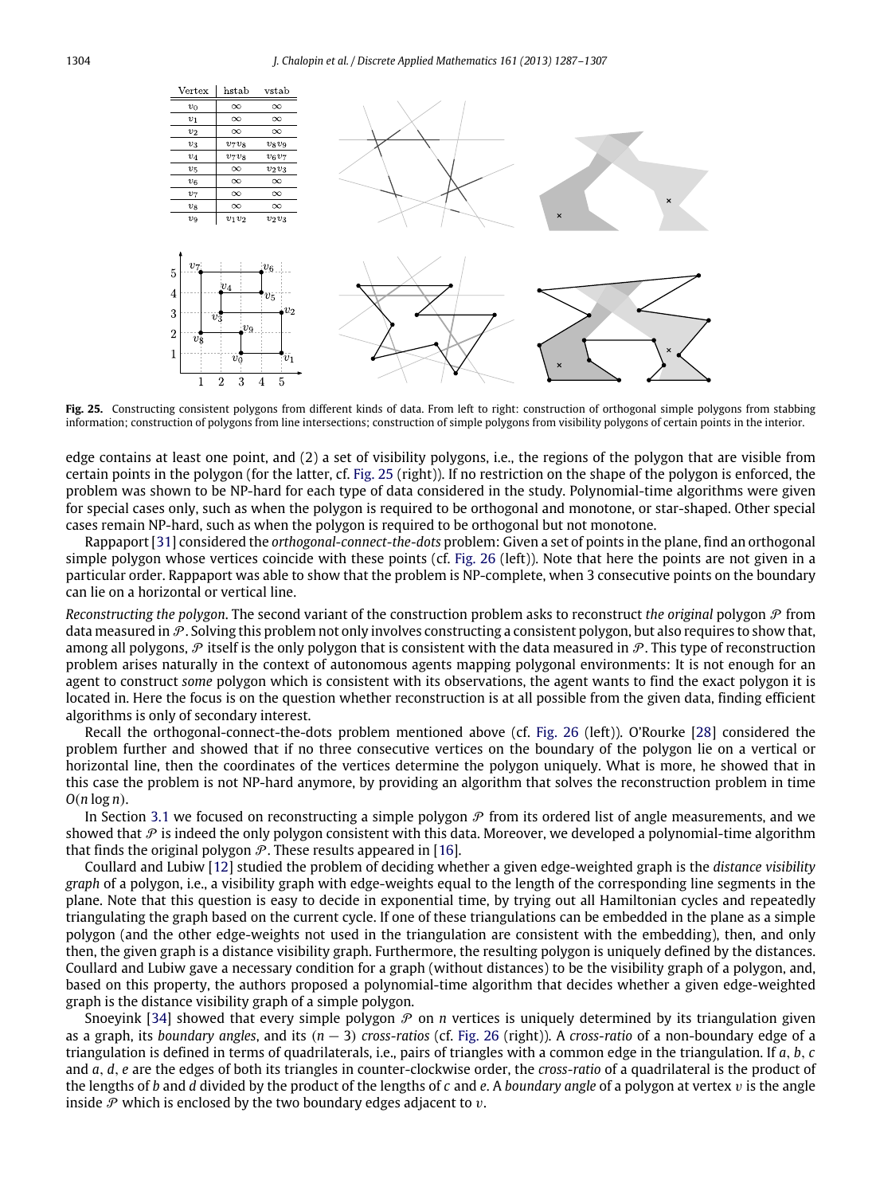| Vertex | hstab | vstab |
|---|---|---|
| $v_0$ | $\infty$ | $\infty$ |
| $v_1$ | $\infty$ | $\infty$ |
| $v_2$ | $\infty$ | $\infty$ |
| $v_3$ | $v_7v_8$ | $v_8v_9$ |
| $v_4$ | $v_7v_8$ | $v_6v_7$ |
| $v_5$ | $\infty$ | $v_2v_3$ |
| $v_6$ | $\infty$ | $\infty$ |
| $v_7$ | $\infty$ | $\infty$ |
| $v_8$ | $\infty$ | $\infty$ |
| $v_9$ | $v_1v_2$ | $v_2v_3$ |

$v_7$ $v_6$ $v_4$ $v_5$ $v_3$ $v_2$ $v_9$ $v_8$ $v_0$ $v_1$

5 4 3 2 1

1 2 3 4 5

**Fig. 25.** Constructing consistent polygons from different kinds of data. From left to right: construction of orthogonal simple polygons from stabbing information; construction of polygons from line intersections; construction of simple polygons from visibility polygons of certain points in the interior.

edge contains at least one point, and (2) a set of visibility polygons, i.e., the regions of the polygon that are visible from certain points in the polygon (for the latter, cf. Fig. 25 (right)). If no restriction on the shape of the polygon is enforced, the problem was shown to be NP-hard for each type of data considered in the study. Polynomial-time algorithms were given for special cases only, such as when the polygon is required to be orthogonal and monotone, or star-shaped. Other special cases remain NP-hard, such as when the polygon is required to be orthogonal but not monotone.

Rappaport [31] considered the *orthogonal-connect-the-dots* problem: Given a set of points in the plane, find an orthogonal simple polygon whose vertices coincide with these points (cf. Fig. 26 (left)). Note that here the points are not given in a particular order. Rappaport was able to show that the problem is NP-complete, when 3 consecutive points on the boundary can lie on a horizontal or vertical line.

*Reconstructing the polygon.* The second variant of the construction problem asks to reconstruct *the original* polygon $\mathcal{P}$ from data measured in $\mathcal{P}$. Solving this problem not only involves constructing a consistent polygon, but also requires to show that, among all polygons, $\mathcal{P}$ itself is the only polygon that is consistent with the data measured in $\mathcal{P}$. This type of reconstruction problem arises naturally in the context of autonomous agents mapping polygonal environments: It is not enough for an agent to construct *some* polygon which is consistent with its observations, the agent wants to find the exact polygon it is located in. Here the focus is on the question whether reconstruction is at all possible from the given data, finding efficient algorithms is only of secondary interest.

Recall the orthogonal-connect-the-dots problem mentioned above (cf. Fig. 26 (left)). O'Rourke [28] considered the problem further and showed that if no three consecutive vertices on the boundary of the polygon lie on a vertical or horizontal line, then the coordinates of the vertices determine the polygon uniquely. What is more, he showed that in this case the problem is not NP-hard anymore, by providing an algorithm that solves the reconstruction problem in time $O(n \log n)$.

In Section 3.1 we focused on reconstructing a simple polygon $\mathcal{P}$ from its ordered list of angle measurements, and we showed that $\mathcal{P}$ is indeed the only polygon consistent with this data. Moreover, we developed a polynomial-time algorithm that finds the original polygon $\mathcal{P}$. These results appeared in [16].

Coullard and Lubiw [12] studied the problem of deciding whether a given edge-weighted graph is the *distance visibility graph* of a polygon, i.e., a visibility graph with edge-weights equal to the length of the corresponding line segments in the plane. Note that this question is easy to decide in exponential time, by trying out all Hamiltonian cycles and repeatedly triangulating the graph based on the current cycle. If one of these triangulations can be embedded in the plane as a simple polygon (and the other edge-weights not used in the triangulation are consistent with the embedding), then, and only then, the given graph is a distance visibility graph. Furthermore, the resulting polygon is uniquely defined by the distances. Coullard and Lubiw gave a necessary condition for a graph (without distances) to be the visibility graph of a polygon, and, based on this property, the authors proposed a polynomial-time algorithm that decides whether a given edge-weighted graph is the distance visibility graph of a simple polygon.

Snoeyink [34] showed that every simple polygon $\mathcal{P}$ on $n$ vertices is uniquely determined by its triangulation given as a graph, its *boundary angles*, and its $(n-3)$ *cross-ratios* (cf. Fig. 26 (right)). A *cross-ratio* of a non-boundary edge of a triangulation is defined in terms of quadrilaterals, i.e., pairs of triangles with a common edge in the triangulation. If $a$, $b$, $c$ and $a$, $d$, $e$ are the edges of both its triangles in counter-clockwise order, the *cross-ratio* of a quadrilateral is the product of the lengths of $b$ and $d$ divided by the product of the lengths of $c$ and $e$. A *boundary angle* of a polygon at vertex $v$ is the angle inside $\mathcal{P}$ which is enclosed by the two boundary edges adjacent to $v$.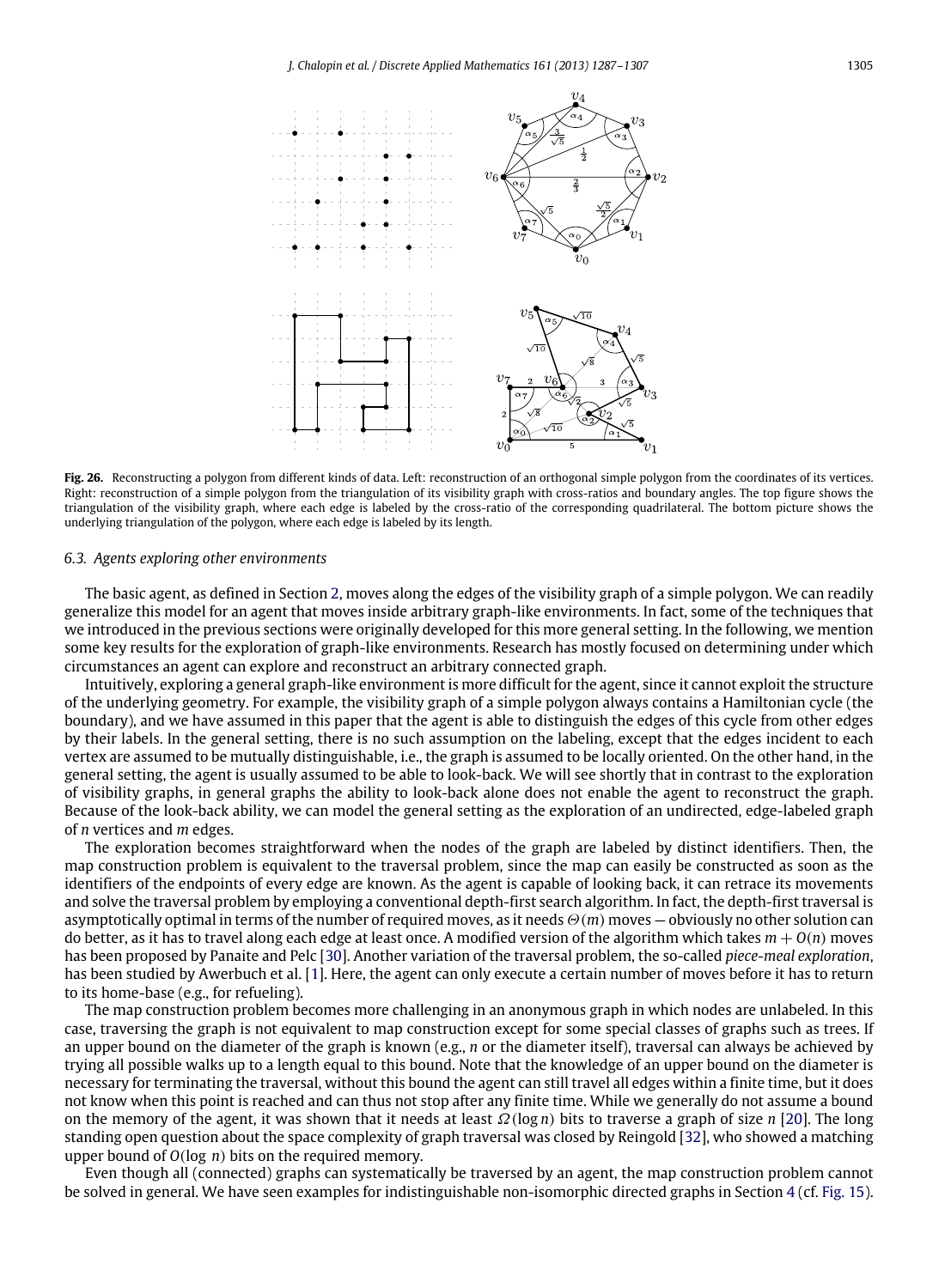v4
v5
v3
α4
α5
α3
$\frac{3}{\sqrt{5}}$
$\frac{1}{2}$
v6
v2
α6
α2
$\frac{2}{3}$
$\sqrt{5}$
$\frac{\sqrt{5}}{2}$
α7
α1
v7
v1
α0
v0

v5
$\sqrt{10}$
α5
v4
α4
$\sqrt{10}$
$\sqrt{8}$
$\sqrt{5}$
v7
2
v6
3
α3
α6
$\sqrt{2}$
v3
α7
$\sqrt{5}$
2
$\sqrt{8}$
α2
v2
$\sqrt{5}$
α0
$\sqrt{10}$
α1
v0
5
v1

**Fig. 26.** Reconstructing a polygon from different kinds of data. Left: reconstruction of an orthogonal simple polygon from the coordinates of its vertices. Right: reconstruction of a simple polygon from the triangulation of its visibility graph with cross-ratios and boundary angles. The top figure shows the triangulation of the visibility graph, where each edge is labeled by the cross-ratio of the corresponding quadrilateral. The bottom picture shows the underlying triangulation of the polygon, where each edge is labeled by its length.

### 6.3. Agents exploring other environments

The basic agent, as defined in Section 2, moves along the edges of the visibility graph of a simple polygon. We can readily generalize this model for an agent that moves inside arbitrary graph-like environments. In fact, some of the techniques that we introduced in the previous sections were originally developed for this more general setting. In the following, we mention some key results for the exploration of graph-like environments. Research has mostly focused on determining under which circumstances an agent can explore and reconstruct an arbitrary connected graph.

Intuitively, exploring a general graph-like environment is more difficult for the agent, since it cannot exploit the structure of the underlying geometry. For example, the visibility graph of a simple polygon always contains a Hamiltonian cycle (the boundary), and we have assumed in this paper that the agent is able to distinguish the edges of this cycle from other edges by their labels. In the general setting, there is no such assumption on the labeling, except that the edges incident to each vertex are assumed to be mutually distinguishable, i.e., the graph is assumed to be locally oriented. On the other hand, in the general setting, the agent is usually assumed to be able to look-back. We will see shortly that in contrast to the exploration of visibility graphs, in general graphs the ability to look-back alone does not enable the agent to reconstruct the graph. Because of the look-back ability, we can model the general setting as the exploration of an undirected, edge-labeled graph of $n$ vertices and $m$ edges.

The exploration becomes straightforward when the nodes of the graph are labeled by distinct identifiers. Then, the map construction problem is equivalent to the traversal problem, since the map can easily be constructed as soon as the identifiers of the endpoints of every edge are known. As the agent is capable of looking back, it can retrace its movements and solve the traversal problem by employing a conventional depth-first search algorithm. In fact, the depth-first traversal is asymptotically optimal in terms of the number of required moves, as it needs $\Theta(m)$ moves — obviously no other solution can do better, as it has to travel along each edge at least once. A modified version of the algorithm which takes $m + O(n)$ moves has been proposed by Panaite and Pelc [30]. Another variation of the traversal problem, the so-called *piece-meal exploration*, has been studied by Awerbuch et al. [1]. Here, the agent can only execute a certain number of moves before it has to return to its home-base (e.g., for refueling).

The map construction problem becomes more challenging in an anonymous graph in which nodes are unlabeled. In this case, traversing the graph is not equivalent to map construction except for some special classes of graphs such as trees. If an upper bound on the diameter of the graph is known (e.g., $n$ or the diameter itself), traversal can always be achieved by trying all possible walks up to a length equal to this bound. Note that the knowledge of an upper bound on the diameter is necessary for terminating the traversal, without this bound the agent can still travel all edges within a finite time, but it does not know when this point is reached and can thus not stop after any finite time. While we generally do not assume a bound on the memory of the agent, it was shown that it needs at least $\Omega(\log n)$ bits to traverse a graph of size $n$ [20]. The long standing open question about the space complexity of graph traversal was closed by Reingold [32], who showed a matching upper bound of $O(\log n)$ bits on the required memory.

Even though all (connected) graphs can systematically be traversed by an agent, the map construction problem cannot be solved in general. We have seen examples for indistinguishable non-isomorphic directed graphs in Section 4 (cf. Fig. 15).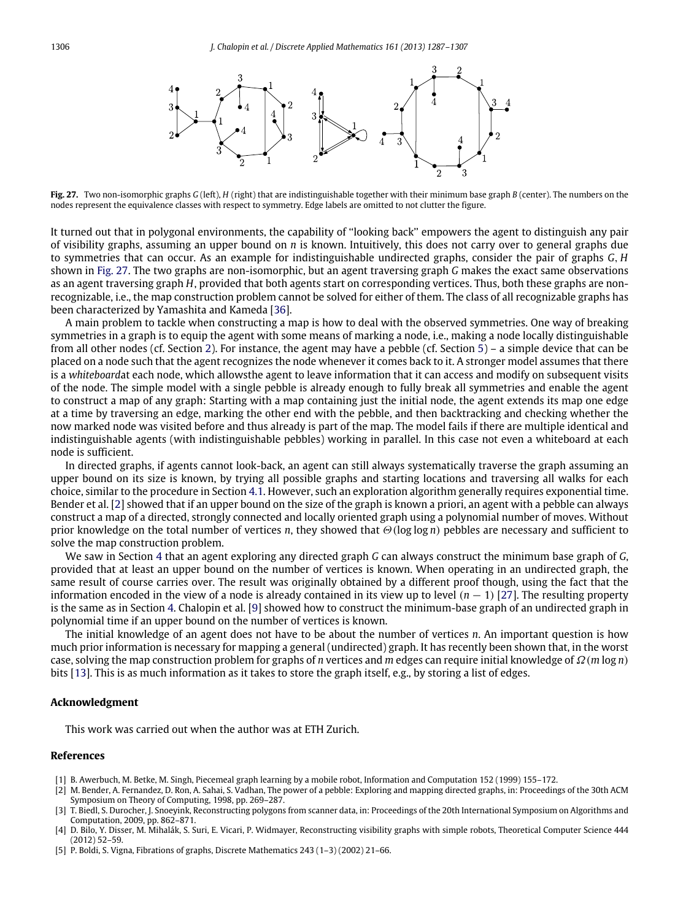Fig. 27. Two non-isomorphic graphs $G$ (left), $H$ (right) that are indistinguishable together with their minimum base graph $B$ (center). The numbers on the nodes represent the equivalence classes with respect to symmetry. Edge labels are omitted to not clutter the figure.

It turned out that in polygonal environments, the capability of "looking back" empowers the agent to distinguish any pair of visibility graphs, assuming an upper bound on $n$ is known. Intuitively, this does not carry over to general graphs due to symmetries that can occur. As an example for indistinguishable undirected graphs, consider the pair of graphs $G$, $H$ shown in Fig. 27. The two graphs are non-isomorphic, but an agent traversing graph $G$ makes the exact same observations as an agent traversing graph $H$, provided that both agents start on corresponding vertices. Thus, both these graphs are non-recognizable, i.e., the map construction problem cannot be solved for either of them. The class of all recognizable graphs has been characterized by Yamashita and Kameda [36].

A main problem to tackle when constructing a map is how to deal with the observed symmetries. One way of breaking symmetries in a graph is to equip the agent with some means of marking a node, i.e., making a node locally distinguishable from all other nodes (cf. Section 2). For instance, the agent may have a pebble (cf. Section 5) – a simple device that can be placed on a node such that the agent recognizes the node whenever it comes back to it. A stronger model assumes that there is a *whiteboard*at each node, which allowsthe agent to leave information that it can access and modify on subsequent visits of the node. The simple model with a single pebble is already enough to fully break all symmetries and enable the agent to construct a map of any graph: Starting with a map containing just the initial node, the agent extends its map one edge at a time by traversing an edge, marking the other end with the pebble, and then backtracking and checking whether the now marked node was visited before and thus already is part of the map. The model fails if there are multiple identical and indistinguishable agents (with indistinguishable pebbles) working in parallel. In this case not even a whiteboard at each node is sufficient.

In directed graphs, if agents cannot look-back, an agent can still always systematically traverse the graph assuming an upper bound on its size is known, by trying all possible graphs and starting locations and traversing all walks for each choice, similar to the procedure in Section 4.1. However, such an exploration algorithm generally requires exponential time. Bender et al. [2] showed that if an upper bound on the size of the graph is known a priori, an agent with a pebble can always construct a map of a directed, strongly connected and locally oriented graph using a polynomial number of moves. Without prior knowledge on the total number of vertices $n$, they showed that $\Theta(\log \log n)$ pebbles are necessary and sufficient to solve the map construction problem.

We saw in Section 4 that an agent exploring any directed graph $G$ can always construct the minimum base graph of $G$, provided that at least an upper bound on the number of vertices is known. When operating in an undirected graph, the same result of course carries over. The result was originally obtained by a different proof though, using the fact that the information encoded in the view of a node is already contained in its view up to level $(n - 1)$ [27]. The resulting property is the same as in Section 4. Chalopin et al. [9] showed how to construct the minimum-base graph of an undirected graph in polynomial time if an upper bound on the number of vertices is known.

The initial knowledge of an agent does not have to be about the number of vertices $n$. An important question is how much prior information is necessary for mapping a general (undirected) graph. It has recently been shown that, in the worst case, solving the map construction problem for graphs of $n$ vertices and $m$ edges can require initial knowledge of $\Omega(m \log n)$ bits [13]. This is as much information as it takes to store the graph itself, e.g., by storing a list of edges.

## Acknowledgment

This work was carried out when the author was at ETH Zurich.

## References

[1] B. Awerbuch, M. Betke, M. Singh, Piecemeal graph learning by a mobile robot, Information and Computation 152 (1999) 155–172.
[2] M. Bender, A. Fernandez, D. Ron, A. Sahai, S. Vadhan, The power of a pebble: Exploring and mapping directed graphs, in: Proceedings of the 30th ACM Symposium on Theory of Computing, 1998, pp. 269–287.
[3] T. Biedl, S. Durocher, J. Snoeyink, Reconstructing polygons from scanner data, in: Proceedings of the 20th International Symposium on Algorithms and Computation, 2009, pp. 862–871.
[4] D. Bilo, Y. Disser, M. Mihalák, S. Suri, E. Vicari, P. Widmayer, Reconstructing visibility graphs with simple robots, Theoretical Computer Science 444 (2012) 52–59.
[5] P. Boldi, S. Vigna, Fibrations of graphs, Discrete Mathematics 243 (1–3) (2002) 21–66.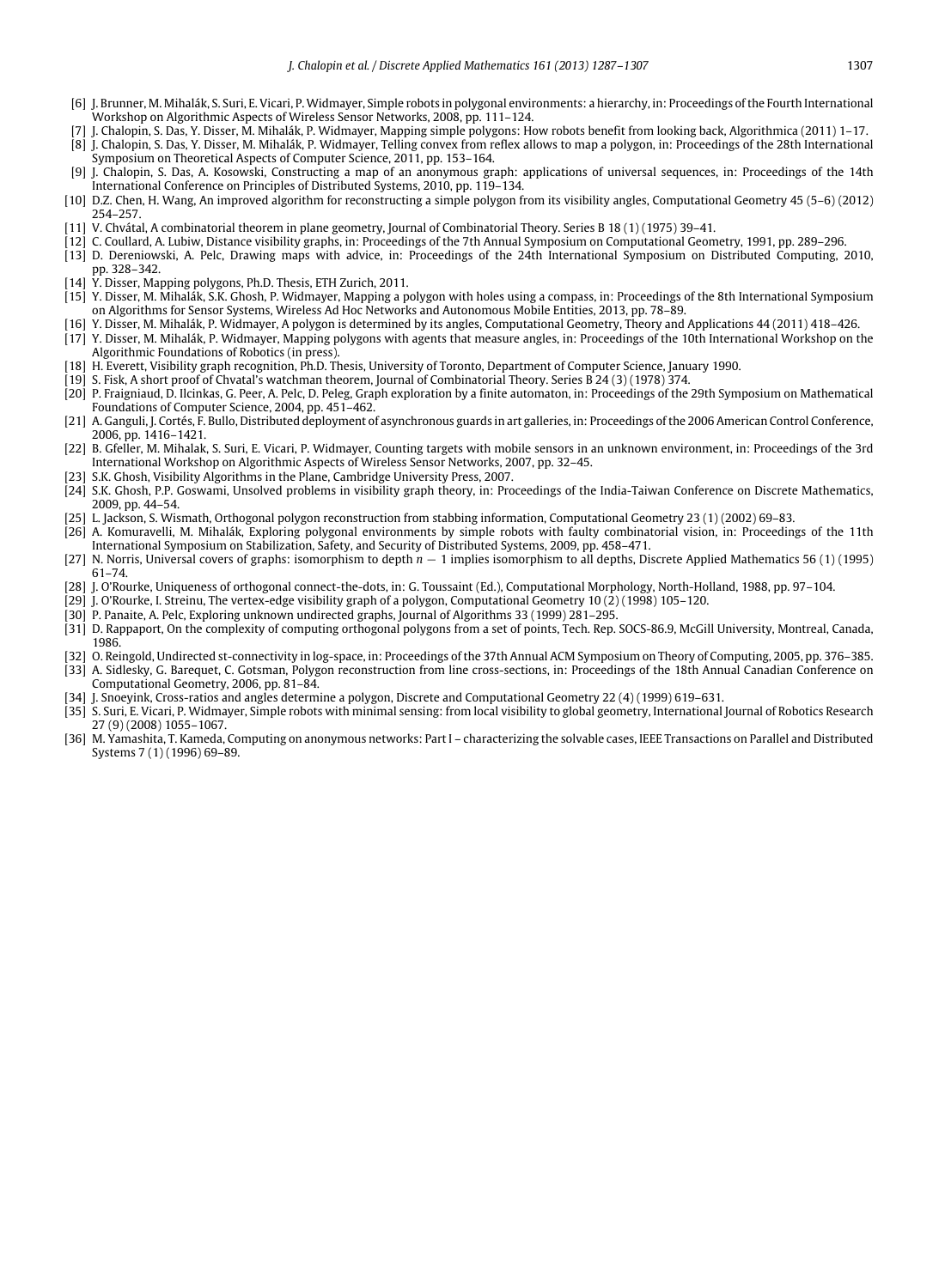[6] J. Brunner, M. Mihalák, S. Suri, E. Vicari, P. Widmayer, Simple robots in polygonal environments: a hierarchy, in: Proceedings of the Fourth International Workshop on Algorithmic Aspects of Wireless Sensor Networks, 2008, pp. 111–124.

[7] J. Chalopin, S. Das, Y. Disser, M. Mihalák, P. Widmayer, Mapping simple polygons: How robots benefit from looking back, Algorithmica (2011) 1–17.

[8] J. Chalopin, S. Das, Y. Disser, M. Mihalák, P. Widmayer, Telling convex from reflex allows to map a polygon, in: Proceedings of the 28th International Symposium on Theoretical Aspects of Computer Science, 2011, pp. 153–164.

[9] J. Chalopin, S. Das, A. Kosowski, Constructing a map of an anonymous graph: applications of universal sequences, in: Proceedings of the 14th International Conference on Principles of Distributed Systems, 2010, pp. 119–134.

[10] D.Z. Chen, H. Wang, An improved algorithm for reconstructing a simple polygon from its visibility angles, Computational Geometry 45 (5–6) (2012) 254–257.

[11] V. Chvátal, A combinatorial theorem in plane geometry, Journal of Combinatorial Theory. Series B 18 (1) (1975) 39–41.

[12] C. Coullard, A. Lubiw, Distance visibility graphs, in: Proceedings of the 7th Annual Symposium on Computational Geometry, 1991, pp. 289–296.

[13] D. Dereniowski, A. Pelc, Drawing maps with advice, in: Proceedings of the 24th International Symposium on Distributed Computing, 2010, pp. 328–342.

[14] Y. Disser, Mapping polygons, Ph.D. Thesis, ETH Zurich, 2011.

[15] Y. Disser, M. Mihalák, S.K. Ghosh, P. Widmayer, Mapping a polygon with holes using a compass, in: Proceedings of the 8th International Symposium on Algorithms for Sensor Systems, Wireless Ad Hoc Networks and Autonomous Mobile Entities, 2013, pp. 78–89.

[16] Y. Disser, M. Mihalák, P. Widmayer, A polygon is determined by its angles, Computational Geometry, Theory and Applications 44 (2011) 418–426.

[17] Y. Disser, M. Mihalák, P. Widmayer, Mapping polygons with agents that measure angles, in: Proceedings of the 10th International Workshop on the Algorithmic Foundations of Robotics (in press).

[18] H. Everett, Visibility graph recognition, Ph.D. Thesis, University of Toronto, Department of Computer Science, January 1990.

[19] S. Fisk, A short proof of Chvatal's watchman theorem, Journal of Combinatorial Theory. Series B 24 (3) (1978) 374.

[20] P. Fraigniaud, D. Ilcinkas, G. Peer, A. Pelc, D. Peleg, Graph exploration by a finite automaton, in: Proceedings of the 29th Symposium on Mathematical Foundations of Computer Science, 2004, pp. 451–462.

[21] A. Ganguli, J. Cortés, F. Bullo, Distributed deployment of asynchronous guards in art galleries, in: Proceedings of the 2006 American Control Conference, 2006, pp. 1416–1421.

[22] B. Gfeller, M. Mihalak, S. Suri, E. Vicari, P. Widmayer, Counting targets with mobile sensors in an unknown environment, in: Proceedings of the 3rd International Workshop on Algorithmic Aspects of Wireless Sensor Networks, 2007, pp. 32–45.

[23] S.K. Ghosh, Visibility Algorithms in the Plane, Cambridge University Press, 2007.

[24] S.K. Ghosh, P.P. Goswami, Unsolved problems in visibility graph theory, in: Proceedings of the India-Taiwan Conference on Discrete Mathematics, 2009, pp. 44–54.

[25] L. Jackson, S. Wismath, Orthogonal polygon reconstruction from stabbing information, Computational Geometry 23 (1) (2002) 69–83.

[26] A. Komuravelli, M. Mihalák, Exploring polygonal environments by simple robots with faulty combinatorial vision, in: Proceedings of the 11th International Symposium on Stabilization, Safety, and Security of Distributed Systems, 2009, pp. 458–471.

[27] N. Norris, Universal covers of graphs: isomorphism to depth $n - 1$ implies isomorphism to all depths, Discrete Applied Mathematics 56 (1) (1995) 61–74.

[28] J. O'Rourke, Uniqueness of orthogonal connect-the-dots, in: G. Toussaint (Ed.), Computational Morphology, North-Holland, 1988, pp. 97–104.

[29] J. O'Rourke, I. Streinu, The vertex-edge visibility graph of a polygon, Computational Geometry 10 (2) (1998) 105–120.

[30] P. Panaite, A. Pelc, Exploring unknown undirected graphs, Journal of Algorithms 33 (1999) 281–295.

[31] D. Rappaport, On the complexity of computing orthogonal polygons from a set of points, Tech. Rep. SOCS-86.9, McGill University, Montreal, Canada, 1986.

[32] O. Reingold, Undirected st-connectivity in log-space, in: Proceedings of the 37th Annual ACM Symposium on Theory of Computing, 2005, pp. 376–385.

[33] A. Sidlesky, G. Barequet, C. Gotsman, Polygon reconstruction from line cross-sections, in: Proceedings of the 18th Annual Canadian Conference on Computational Geometry, 2006, pp. 81–84.

[34] J. Snoeyink, Cross-ratios and angles determine a polygon, Discrete and Computational Geometry 22 (4) (1999) 619–631.

[35] S. Suri, E. Vicari, P. Widmayer, Simple robots with minimal sensing: from local visibility to global geometry, International Journal of Robotics Research 27 (9) (2008) 1055–1067.

[36] M. Yamashita, T. Kameda, Computing on anonymous networks: Part I – characterizing the solvable cases, IEEE Transactions on Parallel and Distributed Systems 7 (1) (1996) 69–89.